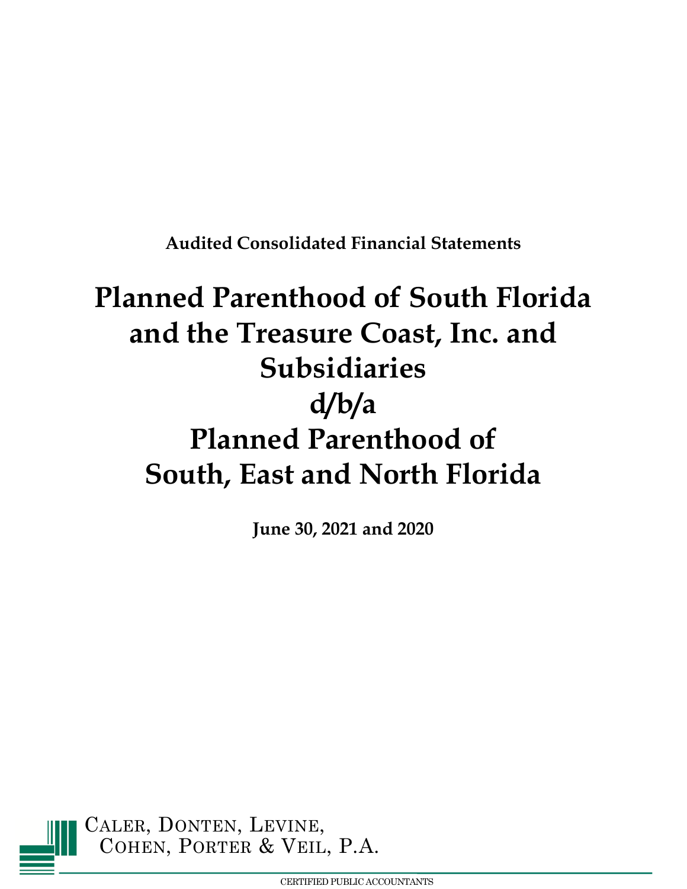**Audited Consolidated Financial Statements**

# Planned Parenthood of South Florida and the Treasure Coast, Inc. and Subsidiaries
# d/b/a
# Planned Parenthood of South, East and North Florida

**June 30, 2021 and 2020**

Caler, Donten, Levine, Cohen, Porter & Veil, P.A.

CERTIFIED PUBLIC ACCOUNTANTS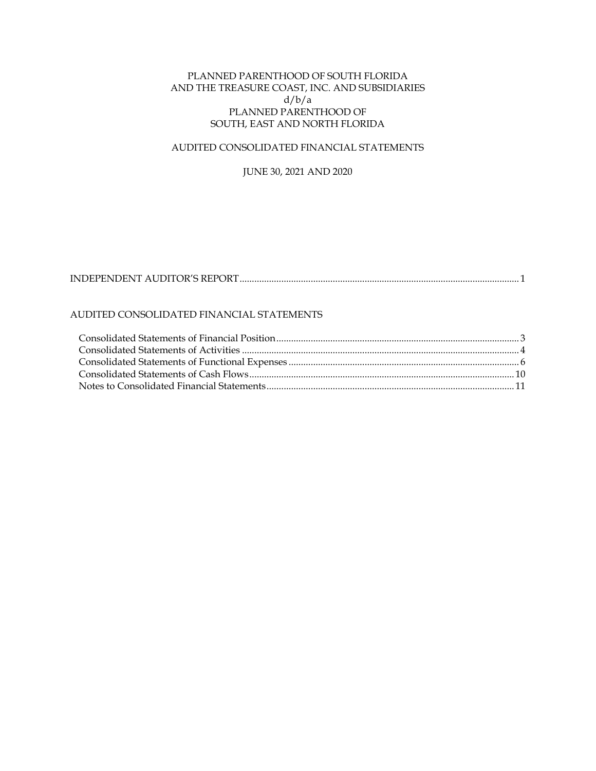PLANNED PARENTHOOD OF SOUTH FLORIDA
AND THE TREASURE COAST, INC. AND SUBSIDIARIES
d/b/a
PLANNED PARENTHOOD OF
SOUTH, EAST AND NORTH FLORIDA

AUDITED CONSOLIDATED FINANCIAL STATEMENTS

JUNE 30, 2021 AND 2020

| | |
|---|---|
| INDEPENDENT AUDITOR'S REPORT | 1 |
| **AUDITED CONSOLIDATED FINANCIAL STATEMENTS** | |
| Consolidated Statements of Financial Position | 3 |
| Consolidated Statements of Activities | 4 |
| Consolidated Statements of Functional Expenses | 6 |
| Consolidated Statements of Cash Flows | 10 |
| Notes to Consolidated Financial Statements | 11 |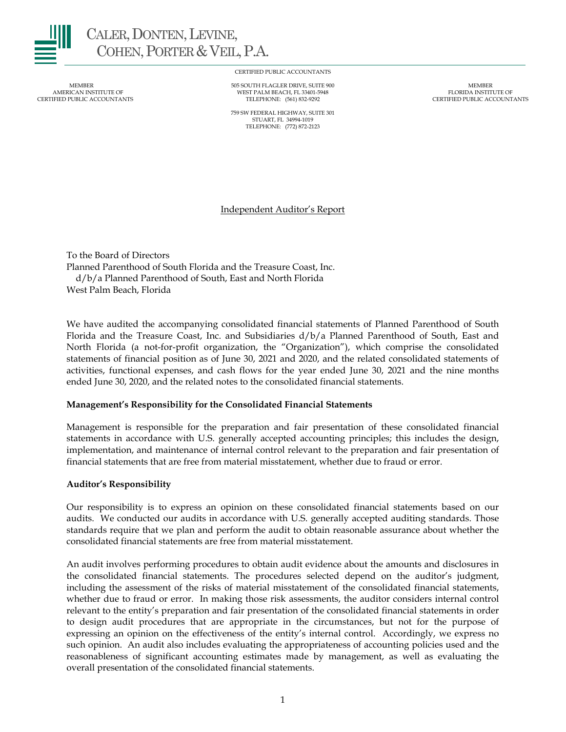CALER, DONTEN, LEVINE,
COHEN, PORTER & VEIL, P.A.

CERTIFIED PUBLIC ACCOUNTANTS

MEMBER
AMERICAN INSTITUTE OF
CERTIFIED PUBLIC ACCOUNTANTS

505 SOUTH FLAGLER DRIVE, SUITE 900
WEST PALM BEACH, FL 33401-5948
TELEPHONE: (561) 832-9292

759 SW FEDERAL HIGHWAY, SUITE 301
STUART, FL 34994-1019
TELEPHONE: (772) 872-2123

MEMBER
FLORIDA INSTITUTE OF
CERTIFIED PUBLIC ACCOUNTANTS

## Independent Auditor's Report

To the Board of Directors
Planned Parenthood of South Florida and the Treasure Coast, Inc.
d/b/a Planned Parenthood of South, East and North Florida
West Palm Beach, Florida

We have audited the accompanying consolidated financial statements of Planned Parenthood of South Florida and the Treasure Coast, Inc. and Subsidiaries d/b/a Planned Parenthood of South, East and North Florida (a not-for-profit organization, the "Organization"), which comprise the consolidated statements of financial position as of June 30, 2021 and 2020, and the related consolidated statements of activities, functional expenses, and cash flows for the year ended June 30, 2021 and the nine months ended June 30, 2020, and the related notes to the consolidated financial statements.

**Management's Responsibility for the Consolidated Financial Statements**

Management is responsible for the preparation and fair presentation of these consolidated financial statements in accordance with U.S. generally accepted accounting principles; this includes the design, implementation, and maintenance of internal control relevant to the preparation and fair presentation of financial statements that are free from material misstatement, whether due to fraud or error.

**Auditor's Responsibility**

Our responsibility is to express an opinion on these consolidated financial statements based on our audits. We conducted our audits in accordance with U.S. generally accepted auditing standards. Those standards require that we plan and perform the audit to obtain reasonable assurance about whether the consolidated financial statements are free from material misstatement.

An audit involves performing procedures to obtain audit evidence about the amounts and disclosures in the consolidated financial statements. The procedures selected depend on the auditor's judgment, including the assessment of the risks of material misstatement of the consolidated financial statements, whether due to fraud or error. In making those risk assessments, the auditor considers internal control relevant to the entity's preparation and fair presentation of the consolidated financial statements in order to design audit procedures that are appropriate in the circumstances, but not for the purpose of expressing an opinion on the effectiveness of the entity's internal control. Accordingly, we express no such opinion. An audit also includes evaluating the appropriateness of accounting policies used and the reasonableness of significant accounting estimates made by management, as well as evaluating the overall presentation of the consolidated financial statements.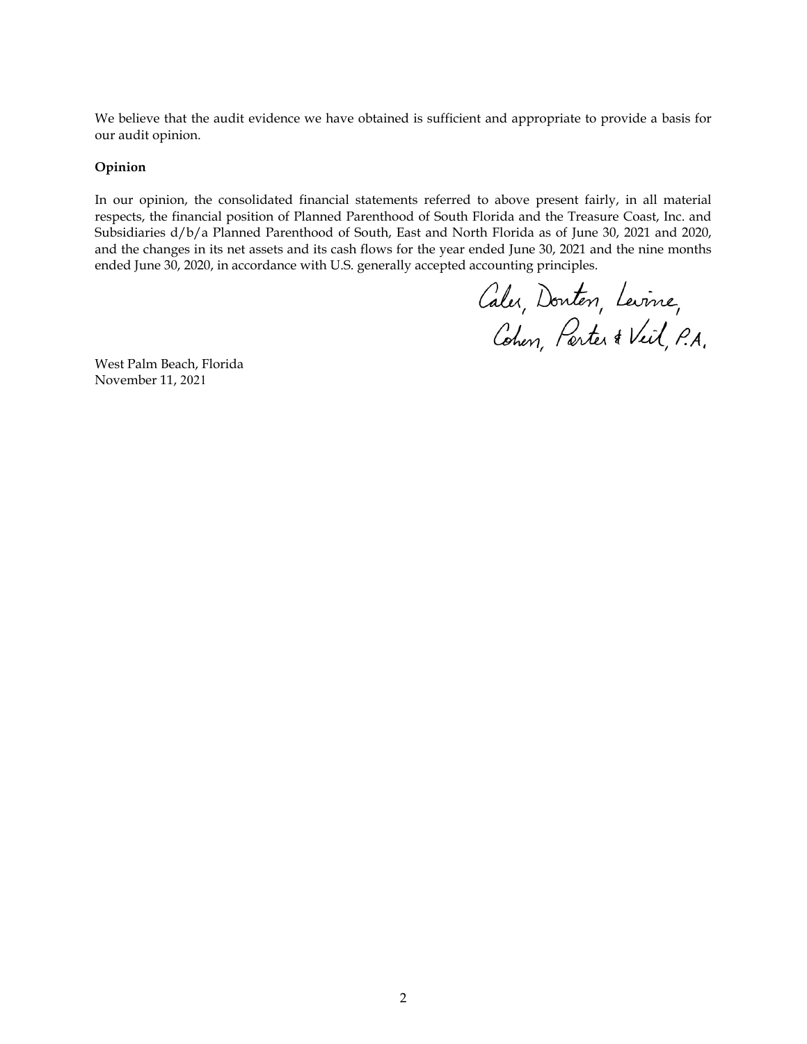We believe that the audit evidence we have obtained is sufficient and appropriate to provide a basis for our audit opinion.

**Opinion**

In our opinion, the consolidated financial statements referred to above present fairly, in all material respects, the financial position of Planned Parenthood of South Florida and the Treasure Coast, Inc. and Subsidiaries d/b/a Planned Parenthood of South, East and North Florida as of June 30, 2021 and 2020, and the changes in its net assets and its cash flows for the year ended June 30, 2021 and the nine months ended June 30, 2020, in accordance with U.S. generally accepted accounting principles.

Caler, Donten, Levine, Cohen, Porter & Veil, P.A.

West Palm Beach, Florida
November 11, 2021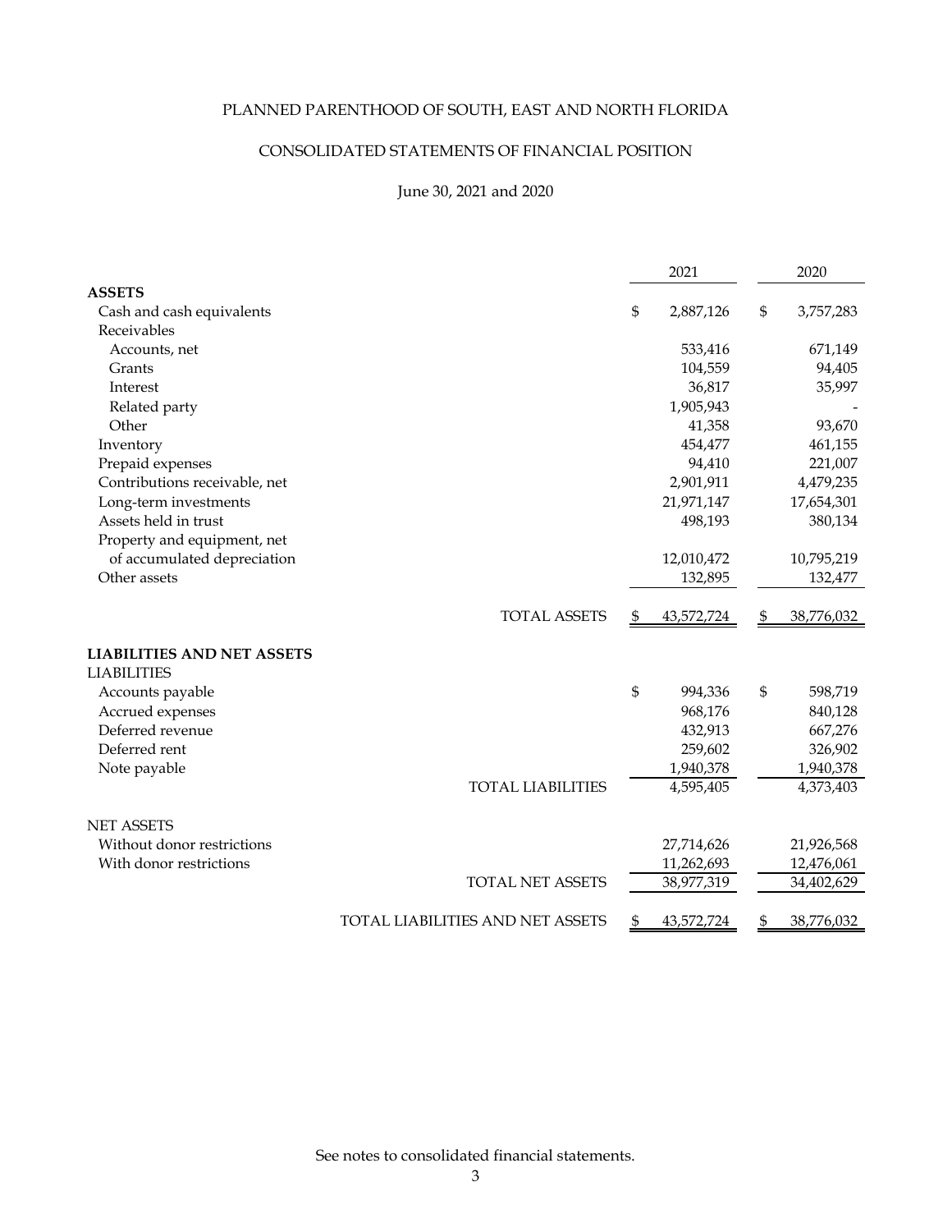# PLANNED PARENTHOOD OF SOUTH, EAST AND NORTH FLORIDA

## CONSOLIDATED STATEMENTS OF FINANCIAL POSITION

June 30, 2021 and 2020

| | 2021 | 2020 |
|---|---|---|
| **ASSETS** | | |
| Cash and cash equivalents | $ 2,887,126 | $ 3,757,283 |
| Receivables | | |
| Accounts, net | 533,416 | 671,149 |
| Grants | 104,559 | 94,405 |
| Interest | 36,817 | 35,997 |
| Related party | 1,905,943 | - |
| Other | 41,358 | 93,670 |
| Inventory | 454,477 | 461,155 |
| Prepaid expenses | 94,410 | 221,007 |
| Contributions receivable, net | 2,901,911 | 4,479,235 |
| Long-term investments | 21,971,147 | 17,654,301 |
| Assets held in trust | 498,193 | 380,134 |
| Property and equipment, net of accumulated depreciation | 12,010,472 | 10,795,219 |
| Other assets | 132,895 | 132,477 |
| TOTAL ASSETS | $ 43,572,724 | $ 38,776,032 |
| **LIABILITIES AND NET ASSETS** | | |
| LIABILITIES | | |
| Accounts payable | $ 994,336 | $ 598,719 |
| Accrued expenses | 968,176 | 840,128 |
| Deferred revenue | 432,913 | 667,276 |
| Deferred rent | 259,602 | 326,902 |
| Note payable | 1,940,378 | 1,940,378 |
| TOTAL LIABILITIES | 4,595,405 | 4,373,403 |
| NET ASSETS | | |
| Without donor restrictions | 27,714,626 | 21,926,568 |
| With donor restrictions | 11,262,693 | 12,476,061 |
| TOTAL NET ASSETS | 38,977,319 | 34,402,629 |
| TOTAL LIABILITIES AND NET ASSETS | $ 43,572,724 | $ 38,776,032 |

See notes to consolidated financial statements.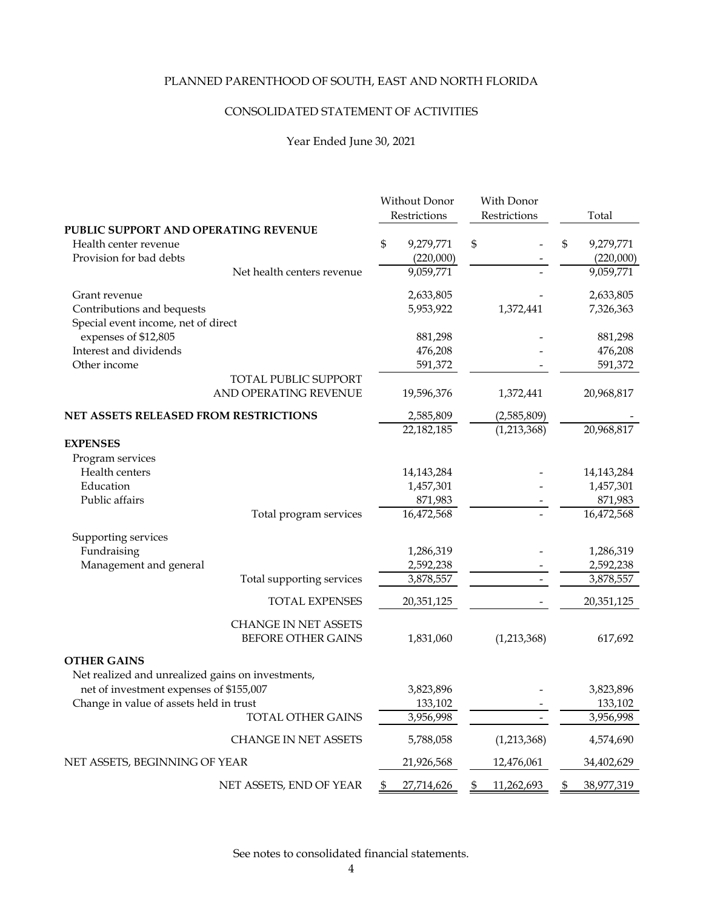# PLANNED PARENTHOOD OF SOUTH, EAST AND NORTH FLORIDA

## CONSOLIDATED STATEMENT OF ACTIVITIES

Year Ended June 30, 2021

| | Without Donor Restrictions | With Donor Restrictions | Total |
|---|---|---|---|
| **PUBLIC SUPPORT AND OPERATING REVENUE** | | | |
| Health center revenue | $ 9,279,771 | $ - | $ 9,279,771 |
| Provision for bad debts | (220,000) | - | (220,000) |
| Net health centers revenue | 9,059,771 | - | 9,059,771 |
| Grant revenue | 2,633,805 | - | 2,633,805 |
| Contributions and bequests | 5,953,922 | 1,372,441 | 7,326,363 |
| Special event income, net of direct expenses of $12,805 | 881,298 | - | 881,298 |
| Interest and dividends | 476,208 | - | 476,208 |
| Other income | 591,372 | - | 591,372 |
| TOTAL PUBLIC SUPPORT AND OPERATING REVENUE | 19,596,376 | 1,372,441 | 20,968,817 |
| **NET ASSETS RELEASED FROM RESTRICTIONS** | 2,585,809 | (2,585,809) | - |
| | 22,182,185 | (1,213,368) | 20,968,817 |
| **EXPENSES** | | | |
| Program services | | | |
| Health centers | 14,143,284 | - | 14,143,284 |
| Education | 1,457,301 | - | 1,457,301 |
| Public affairs | 871,983 | - | 871,983 |
| Total program services | 16,472,568 | - | 16,472,568 |
| Supporting services | | | |
| Fundraising | 1,286,319 | - | 1,286,319 |
| Management and general | 2,592,238 | - | 2,592,238 |
| Total supporting services | 3,878,557 | - | 3,878,557 |
| TOTAL EXPENSES | 20,351,125 | - | 20,351,125 |
| CHANGE IN NET ASSETS BEFORE OTHER GAINS | 1,831,060 | (1,213,368) | 617,692 |
| **OTHER GAINS** | | | |
| Net realized and unrealized gains on investments, net of investment expenses of $155,007 | 3,823,896 | - | 3,823,896 |
| Change in value of assets held in trust | 133,102 | - | 133,102 |
| TOTAL OTHER GAINS | 3,956,998 | - | 3,956,998 |
| CHANGE IN NET ASSETS | 5,788,058 | (1,213,368) | 4,574,690 |
| NET ASSETS, BEGINNING OF YEAR | 21,926,568 | 12,476,061 | 34,402,629 |
| NET ASSETS, END OF YEAR | $ 27,714,626 | $ 11,262,693 | $ 38,977,319 |

See notes to consolidated financial statements.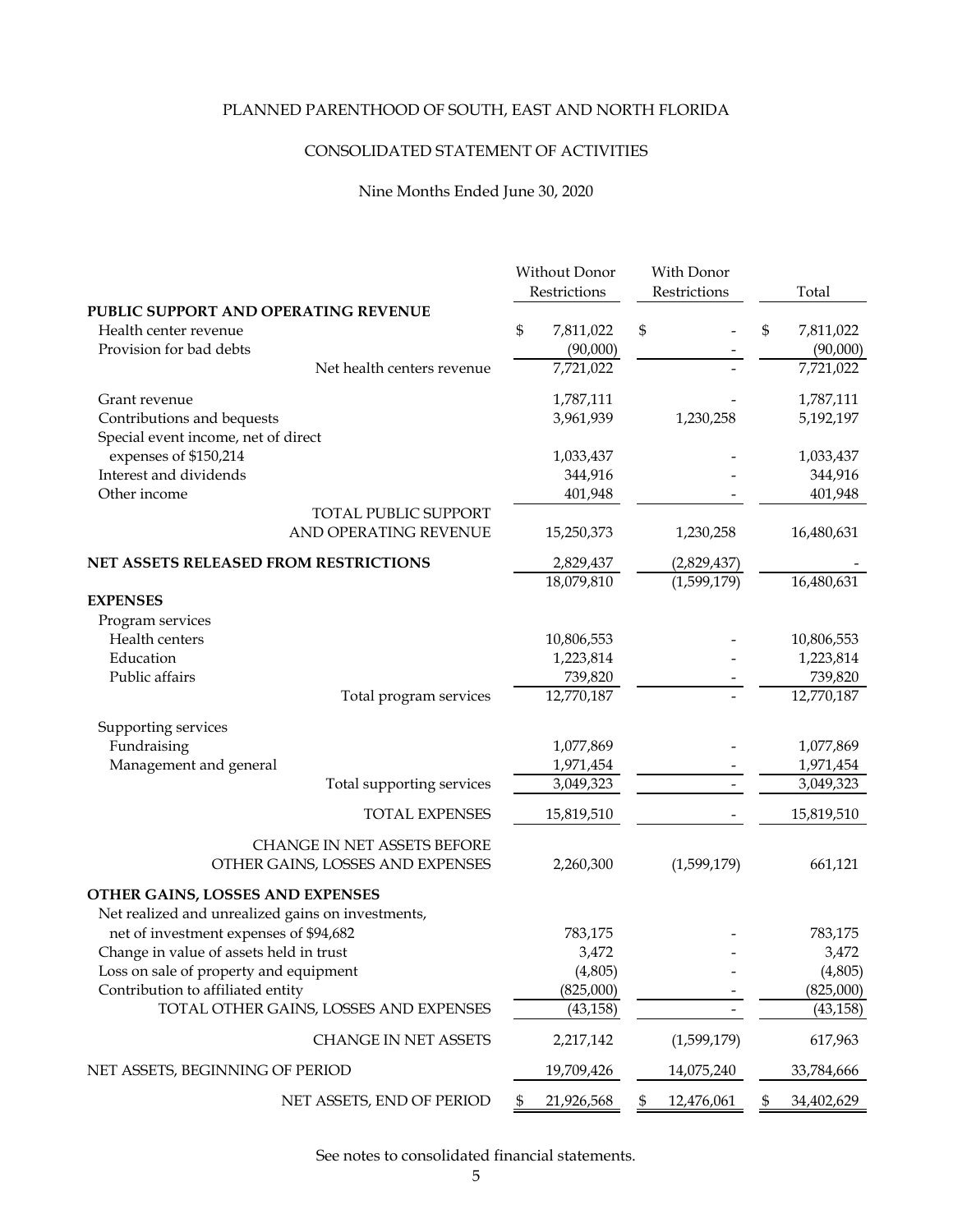# PLANNED PARENTHOOD OF SOUTH, EAST AND NORTH FLORIDA

## CONSOLIDATED STATEMENT OF ACTIVITIES

Nine Months Ended June 30, 2020

| | Without Donor Restrictions | With Donor Restrictions | Total |
|---|---|---|---|
| **PUBLIC SUPPORT AND OPERATING REVENUE** | | | |
| Health center revenue | $ 7,811,022 | $ - | $ 7,811,022 |
| Provision for bad debts | (90,000) | - | (90,000) |
| Net health centers revenue | 7,721,022 | - | 7,721,022 |
| Grant revenue | 1,787,111 | - | 1,787,111 |
| Contributions and bequests | 3,961,939 | 1,230,258 | 5,192,197 |
| Special event income, net of direct expenses of $150,214 | 1,033,437 | - | 1,033,437 |
| Interest and dividends | 344,916 | - | 344,916 |
| Other income | 401,948 | - | 401,948 |
| TOTAL PUBLIC SUPPORT AND OPERATING REVENUE | 15,250,373 | 1,230,258 | 16,480,631 |
| **NET ASSETS RELEASED FROM RESTRICTIONS** | 2,829,437 | (2,829,437) | - |
| | 18,079,810 | (1,599,179) | 16,480,631 |
| **EXPENSES** | | | |
| Program services | | | |
| Health centers | 10,806,553 | - | 10,806,553 |
| Education | 1,223,814 | - | 1,223,814 |
| Public affairs | 739,820 | - | 739,820 |
| Total program services | 12,770,187 | - | 12,770,187 |
| Supporting services | | | |
| Fundraising | 1,077,869 | - | 1,077,869 |
| Management and general | 1,971,454 | - | 1,971,454 |
| Total supporting services | 3,049,323 | - | 3,049,323 |
| TOTAL EXPENSES | 15,819,510 | - | 15,819,510 |
| CHANGE IN NET ASSETS BEFORE OTHER GAINS, LOSSES AND EXPENSES | 2,260,300 | (1,599,179) | 661,121 |
| **OTHER GAINS, LOSSES AND EXPENSES** | | | |
| Net realized and unrealized gains on investments, net of investment expenses of $94,682 | 783,175 | - | 783,175 |
| Change in value of assets held in trust | 3,472 | - | 3,472 |
| Loss on sale of property and equipment | (4,805) | - | (4,805) |
| Contribution to affiliated entity | (825,000) | - | (825,000) |
| TOTAL OTHER GAINS, LOSSES AND EXPENSES | (43,158) | - | (43,158) |
| CHANGE IN NET ASSETS | 2,217,142 | (1,599,179) | 617,963 |
| NET ASSETS, BEGINNING OF PERIOD | 19,709,426 | 14,075,240 | 33,784,666 |
| NET ASSETS, END OF PERIOD | $ 21,926,568 | $ 12,476,061 | $ 34,402,629 |

See notes to consolidated financial statements.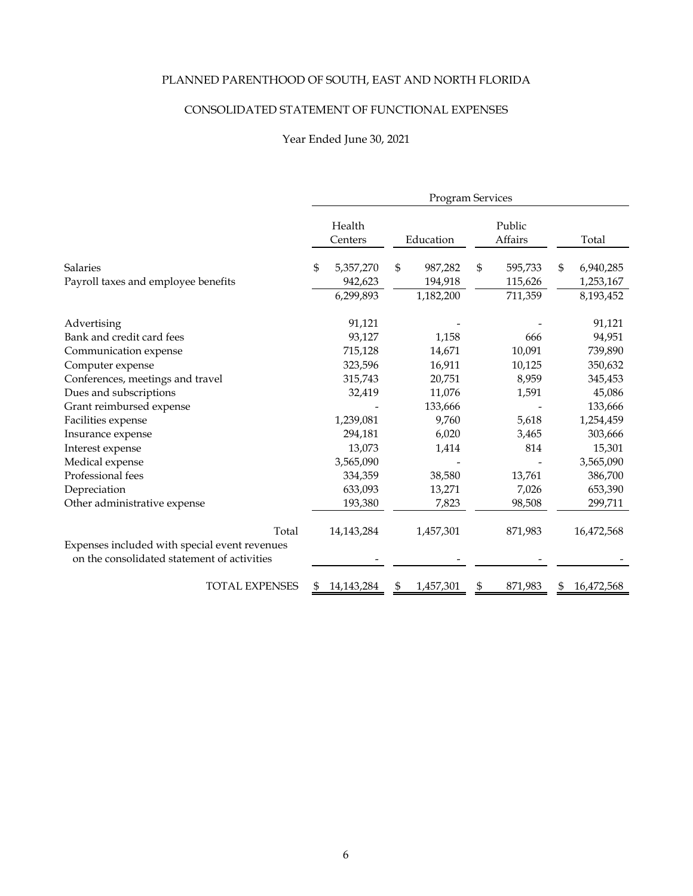# PLANNED PARENTHOOD OF SOUTH, EAST AND NORTH FLORIDA

## CONSOLIDATED STATEMENT OF FUNCTIONAL EXPENSES

### Year Ended June 30, 2021

| | Program Services | | | |
|---|---|---|---|---|
| | Health Centers | Education | Public Affairs | Total |
| Salaries | $ 5,357,270 | $ 987,282 | $ 595,733 | $ 6,940,285 |
| Payroll taxes and employee benefits | 942,623 | 194,918 | 115,626 | 1,253,167 |
| | 6,299,893 | 1,182,200 | 711,359 | 8,193,452 |
| Advertising | 91,121 | - | - | 91,121 |
| Bank and credit card fees | 93,127 | 1,158 | 666 | 94,951 |
| Communication expense | 715,128 | 14,671 | 10,091 | 739,890 |
| Computer expense | 323,596 | 16,911 | 10,125 | 350,632 |
| Conferences, meetings and travel | 315,743 | 20,751 | 8,959 | 345,453 |
| Dues and subscriptions | 32,419 | 11,076 | 1,591 | 45,086 |
| Grant reimbursed expense | - | 133,666 | - | 133,666 |
| Facilities expense | 1,239,081 | 9,760 | 5,618 | 1,254,459 |
| Insurance expense | 294,181 | 6,020 | 3,465 | 303,666 |
| Interest expense | 13,073 | 1,414 | 814 | 15,301 |
| Medical expense | 3,565,090 | - | - | 3,565,090 |
| Professional fees | 334,359 | 38,580 | 13,761 | 386,700 |
| Depreciation | 633,093 | 13,271 | 7,026 | 653,390 |
| Other administrative expense | 193,380 | 7,823 | 98,508 | 299,711 |
| Total | 14,143,284 | 1,457,301 | 871,983 | 16,472,568 |
| Expenses included with special event revenues on the consolidated statement of activities | - | - | - | - |
| TOTAL EXPENSES | $ 14,143,284 | $ 1,457,301 | $ 871,983 | $ 16,472,568 |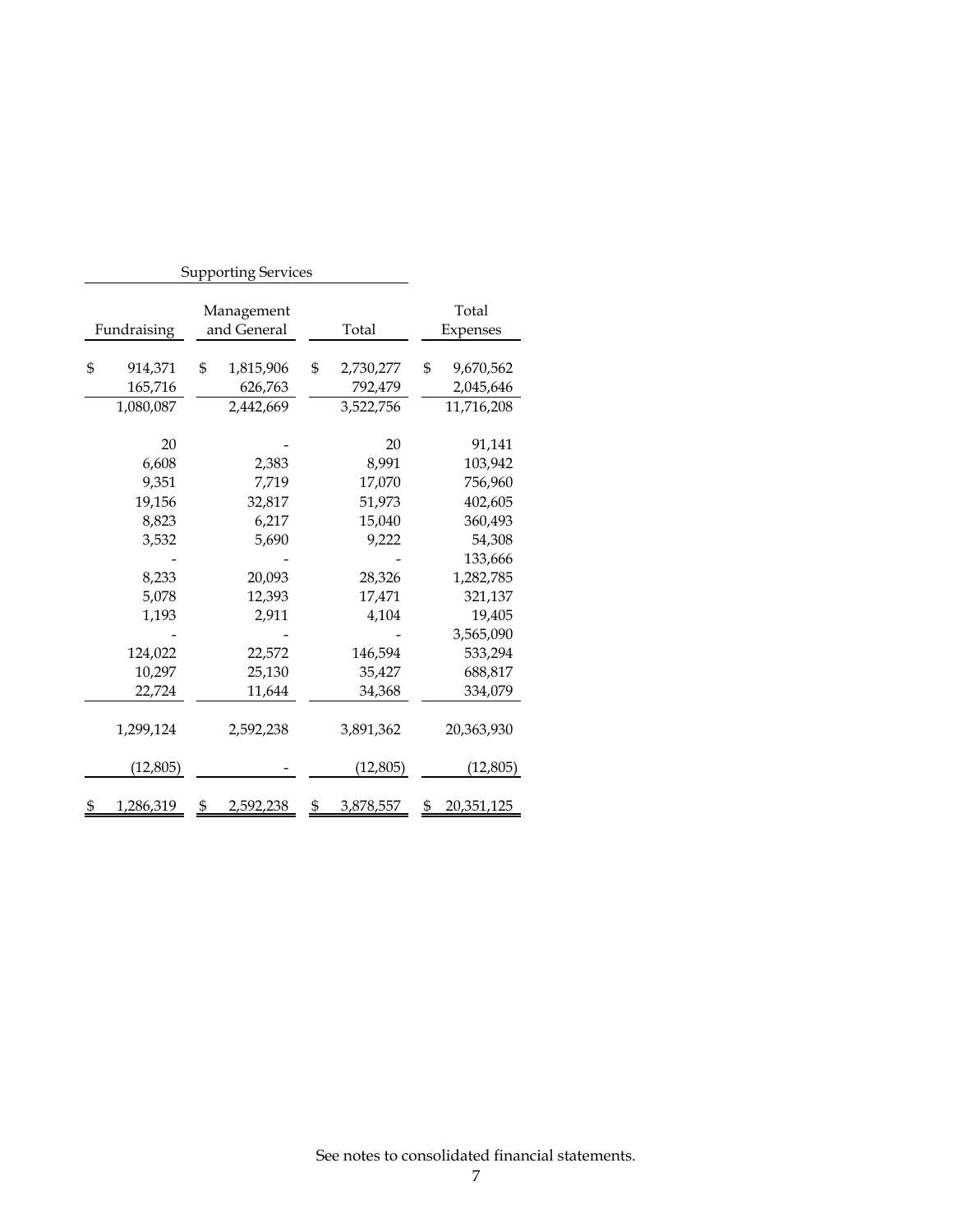| Supporting Services | | | |
|---|---|---|---|
| Fundraising | Management and General | Total | Total Expenses |
| $ 914,371 | $ 1,815,906 | $ 2,730,277 | $ 9,670,562 |
| 165,716 | 626,763 | 792,479 | 2,045,646 |
| 1,080,087 | 2,442,669 | 3,522,756 | 11,716,208 |
| 20 | - | 20 | 91,141 |
| 6,608 | 2,383 | 8,991 | 103,942 |
| 9,351 | 7,719 | 17,070 | 756,960 |
| 19,156 | 32,817 | 51,973 | 402,605 |
| 8,823 | 6,217 | 15,040 | 360,493 |
| 3,532 | 5,690 | 9,222 | 54,308 |
| - | - | - | 133,666 |
| 8,233 | 20,093 | 28,326 | 1,282,785 |
| 5,078 | 12,393 | 17,471 | 321,137 |
| 1,193 | 2,911 | 4,104 | 19,405 |
| - | - | - | 3,565,090 |
| 124,022 | 22,572 | 146,594 | 533,294 |
| 10,297 | 25,130 | 35,427 | 688,817 |
| 22,724 | 11,644 | 34,368 | 334,079 |
| 1,299,124 | 2,592,238 | 3,891,362 | 20,363,930 |
| (12,805) | - | (12,805) | (12,805) |
| $ 1,286,319 | $ 2,592,238 | $ 3,878,557 | $ 20,351,125 |

See notes to consolidated financial statements.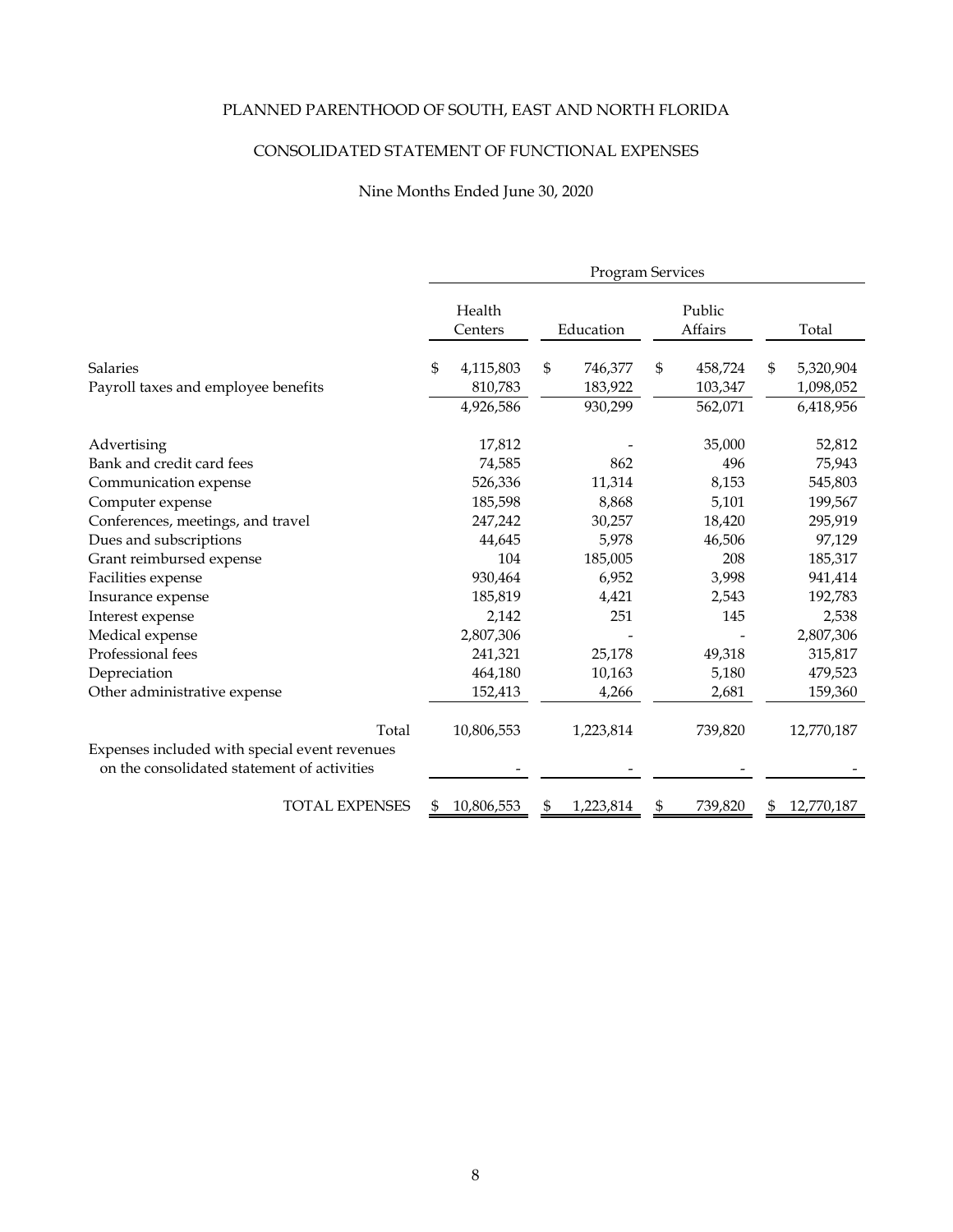# PLANNED PARENTHOOD OF SOUTH, EAST AND NORTH FLORIDA

## CONSOLIDATED STATEMENT OF FUNCTIONAL EXPENSES

### Nine Months Ended June 30, 2020

| | Program Services | | | |
|---|---|---|---|---|
| | Health Centers | Education | Public Affairs | Total |
| Salaries | $ 4,115,803 | $ 746,377 | $ 458,724 | $ 5,320,904 |
| Payroll taxes and employee benefits | 810,783 | 183,922 | 103,347 | 1,098,052 |
| | 4,926,586 | 930,299 | 562,071 | 6,418,956 |
| Advertising | 17,812 | - | 35,000 | 52,812 |
| Bank and credit card fees | 74,585 | 862 | 496 | 75,943 |
| Communication expense | 526,336 | 11,314 | 8,153 | 545,803 |
| Computer expense | 185,598 | 8,868 | 5,101 | 199,567 |
| Conferences, meetings, and travel | 247,242 | 30,257 | 18,420 | 295,919 |
| Dues and subscriptions | 44,645 | 5,978 | 46,506 | 97,129 |
| Grant reimbursed expense | 104 | 185,005 | 208 | 185,317 |
| Facilities expense | 930,464 | 6,952 | 3,998 | 941,414 |
| Insurance expense | 185,819 | 4,421 | 2,543 | 192,783 |
| Interest expense | 2,142 | 251 | 145 | 2,538 |
| Medical expense | 2,807,306 | - | - | 2,807,306 |
| Professional fees | 241,321 | 25,178 | 49,318 | 315,817 |
| Depreciation | 464,180 | 10,163 | 5,180 | 479,523 |
| Other administrative expense | 152,413 | 4,266 | 2,681 | 159,360 |
| Total | 10,806,553 | 1,223,814 | 739,820 | 12,770,187 |
| Expenses included with special event revenues on the consolidated statement of activities | - | - | - | - |
| TOTAL EXPENSES | $ 10,806,553 | $ 1,223,814 | $ 739,820 | $ 12,770,187 |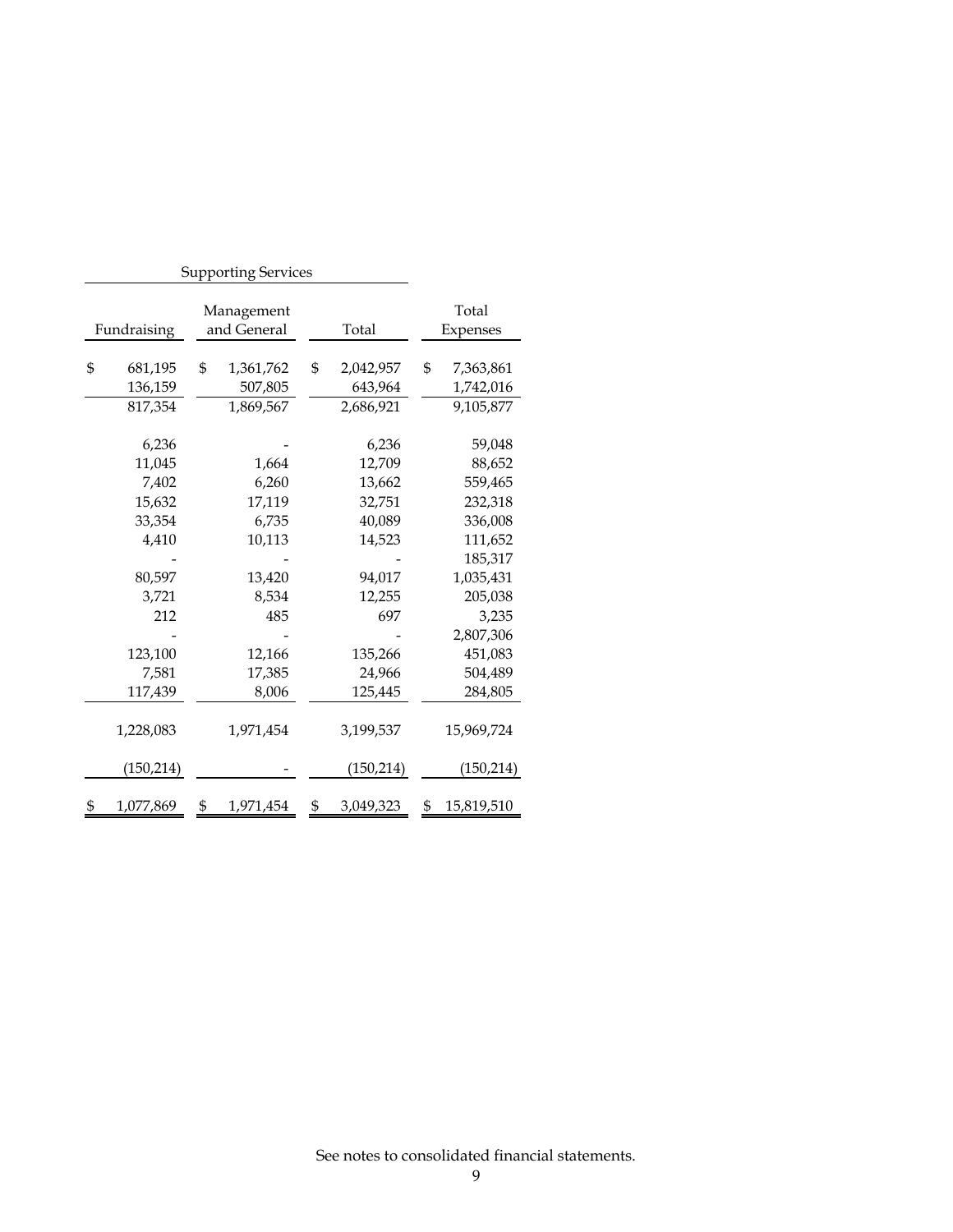| Supporting Services | | | |
|---|---|---|---|
| Fundraising | Management and General | Total | Total Expenses |
| $ 681,195 | $ 1,361,762 | $ 2,042,957 | $ 7,363,861 |
| 136,159 | 507,805 | 643,964 | 1,742,016 |
| 817,354 | 1,869,567 | 2,686,921 | 9,105,877 |
| | | | |
| 6,236 | - | 6,236 | 59,048 |
| 11,045 | 1,664 | 12,709 | 88,652 |
| 7,402 | 6,260 | 13,662 | 559,465 |
| 15,632 | 17,119 | 32,751 | 232,318 |
| 33,354 | 6,735 | 40,089 | 336,008 |
| 4,410 | 10,113 | 14,523 | 111,652 |
| - | - | - | 185,317 |
| 80,597 | 13,420 | 94,017 | 1,035,431 |
| 3,721 | 8,534 | 12,255 | 205,038 |
| 212 | 485 | 697 | 3,235 |
| - | - | - | 2,807,306 |
| 123,100 | 12,166 | 135,266 | 451,083 |
| 7,581 | 17,385 | 24,966 | 504,489 |
| 117,439 | 8,006 | 125,445 | 284,805 |
| | | | |
| 1,228,083 | 1,971,454 | 3,199,537 | 15,969,724 |
| | | | |
| (150,214) | - | (150,214) | (150,214) |
| | | | |
| $ 1,077,869 | $ 1,971,454 | $ 3,049,323 | $ 15,819,510 |

See notes to consolidated financial statements.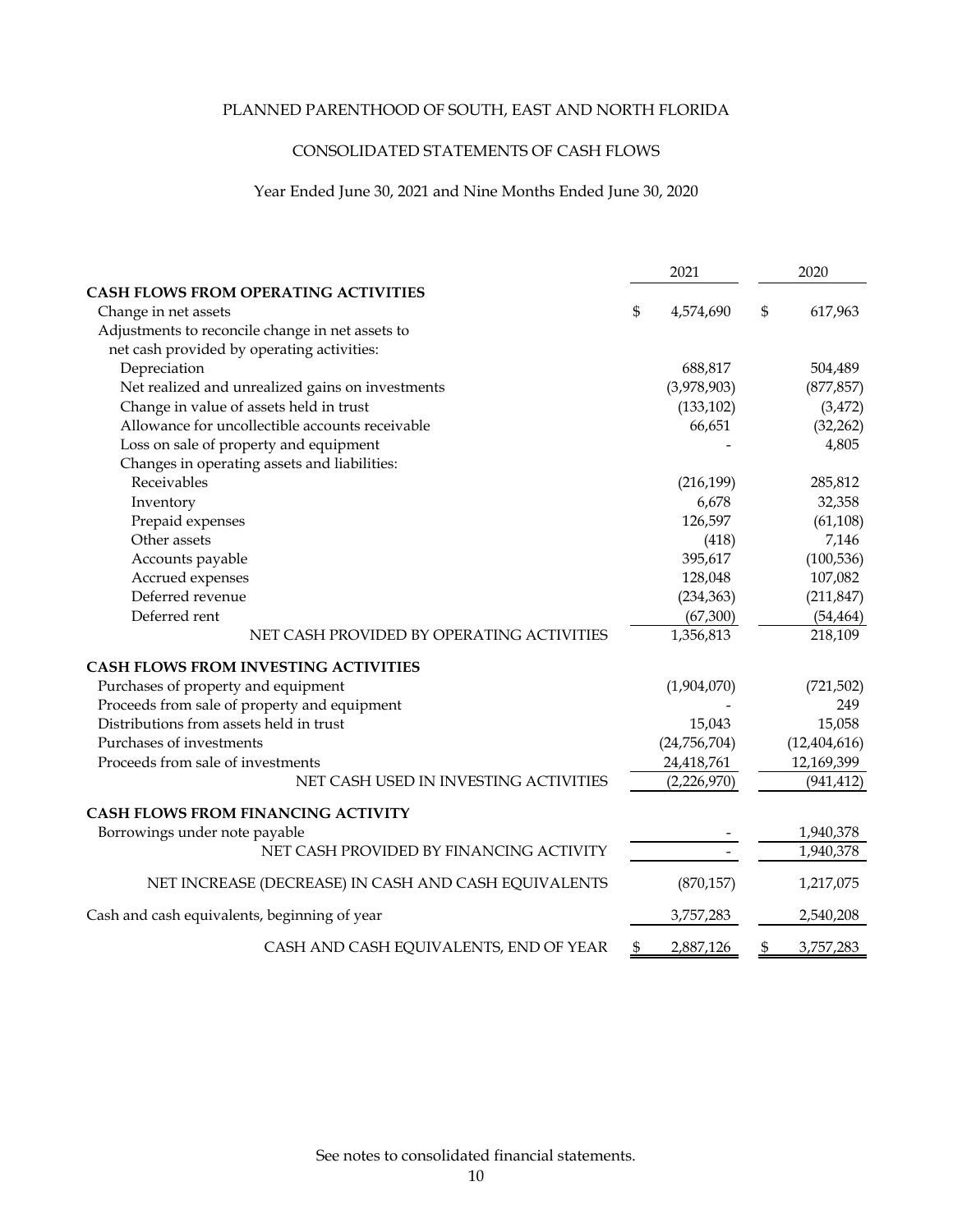# PLANNED PARENTHOOD OF SOUTH, EAST AND NORTH FLORIDA

## CONSOLIDATED STATEMENTS OF CASH FLOWS

Year Ended June 30, 2021 and Nine Months Ended June 30, 2020

| | 2021 | 2020 |
|---|---|---|
| **CASH FLOWS FROM OPERATING ACTIVITIES** | | |
| Change in net assets | $ 4,574,690 | $ 617,963 |
| Adjustments to reconcile change in net assets to net cash provided by operating activities: | | |
| Depreciation | 688,817 | 504,489 |
| Net realized and unrealized gains on investments | (3,978,903) | (877,857) |
| Change in value of assets held in trust | (133,102) | (3,472) |
| Allowance for uncollectible accounts receivable | 66,651 | (32,262) |
| Loss on sale of property and equipment | - | 4,805 |
| Changes in operating assets and liabilities: | | |
| Receivables | (216,199) | 285,812 |
| Inventory | 6,678 | 32,358 |
| Prepaid expenses | 126,597 | (61,108) |
| Other assets | (418) | 7,146 |
| Accounts payable | 395,617 | (100,536) |
| Accrued expenses | 128,048 | 107,082 |
| Deferred revenue | (234,363) | (211,847) |
| Deferred rent | (67,300) | (54,464) |
| NET CASH PROVIDED BY OPERATING ACTIVITIES | 1,356,813 | 218,109 |
| **CASH FLOWS FROM INVESTING ACTIVITIES** | | |
| Purchases of property and equipment | (1,904,070) | (721,502) |
| Proceeds from sale of property and equipment | - | 249 |
| Distributions from assets held in trust | 15,043 | 15,058 |
| Purchases of investments | (24,756,704) | (12,404,616) |
| Proceeds from sale of investments | 24,418,761 | 12,169,399 |
| NET CASH USED IN INVESTING ACTIVITIES | (2,226,970) | (941,412) |
| **CASH FLOWS FROM FINANCING ACTIVITY** | | |
| Borrowings under note payable | - | 1,940,378 |
| NET CASH PROVIDED BY FINANCING ACTIVITY | - | 1,940,378 |
| NET INCREASE (DECREASE) IN CASH AND CASH EQUIVALENTS | (870,157) | 1,217,075 |
| Cash and cash equivalents, beginning of year | 3,757,283 | 2,540,208 |
| CASH AND CASH EQUIVALENTS, END OF YEAR | $ 2,887,126 | $ 3,757,283 |

See notes to consolidated financial statements.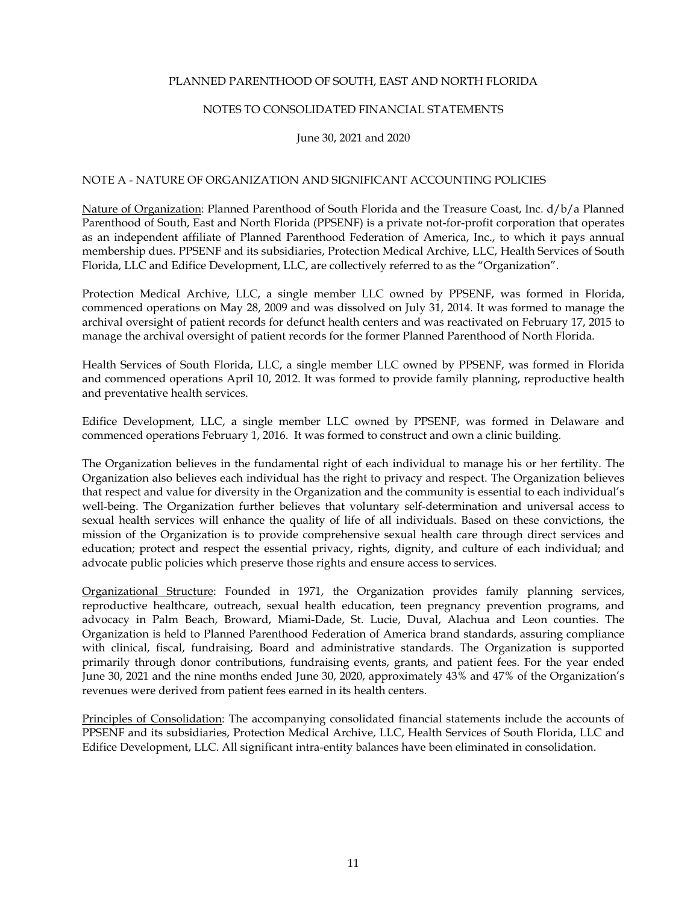PLANNED PARENTHOOD OF SOUTH, EAST AND NORTH FLORIDA

NOTES TO CONSOLIDATED FINANCIAL STATEMENTS

June 30, 2021 and 2020

## NOTE A - NATURE OF ORGANIZATION AND SIGNIFICANT ACCOUNTING POLICIES

Nature of Organization: Planned Parenthood of South Florida and the Treasure Coast, Inc. d/b/a Planned Parenthood of South, East and North Florida (PPSENF) is a private not-for-profit corporation that operates as an independent affiliate of Planned Parenthood Federation of America, Inc., to which it pays annual membership dues. PPSENF and its subsidiaries, Protection Medical Archive, LLC, Health Services of South Florida, LLC and Edifice Development, LLC, are collectively referred to as the "Organization".

Protection Medical Archive, LLC, a single member LLC owned by PPSENF, was formed in Florida, commenced operations on May 28, 2009 and was dissolved on July 31, 2014. It was formed to manage the archival oversight of patient records for defunct health centers and was reactivated on February 17, 2015 to manage the archival oversight of patient records for the former Planned Parenthood of North Florida.

Health Services of South Florida, LLC, a single member LLC owned by PPSENF, was formed in Florida and commenced operations April 10, 2012. It was formed to provide family planning, reproductive health and preventative health services.

Edifice Development, LLC, a single member LLC owned by PPSENF, was formed in Delaware and commenced operations February 1, 2016. It was formed to construct and own a clinic building.

The Organization believes in the fundamental right of each individual to manage his or her fertility. The Organization also believes each individual has the right to privacy and respect. The Organization believes that respect and value for diversity in the Organization and the community is essential to each individual's well-being. The Organization further believes that voluntary self-determination and universal access to sexual health services will enhance the quality of life of all individuals. Based on these convictions, the mission of the Organization is to provide comprehensive sexual health care through direct services and education; protect and respect the essential privacy, rights, dignity, and culture of each individual; and advocate public policies which preserve those rights and ensure access to services.

Organizational Structure: Founded in 1971, the Organization provides family planning services, reproductive healthcare, outreach, sexual health education, teen pregnancy prevention programs, and advocacy in Palm Beach, Broward, Miami-Dade, St. Lucie, Duval, Alachua and Leon counties. The Organization is held to Planned Parenthood Federation of America brand standards, assuring compliance with clinical, fiscal, fundraising, Board and administrative standards. The Organization is supported primarily through donor contributions, fundraising events, grants, and patient fees. For the year ended June 30, 2021 and the nine months ended June 30, 2020, approximately 43% and 47% of the Organization's revenues were derived from patient fees earned in its health centers.

Principles of Consolidation: The accompanying consolidated financial statements include the accounts of PPSENF and its subsidiaries, Protection Medical Archive, LLC, Health Services of South Florida, LLC and Edifice Development, LLC. All significant intra-entity balances have been eliminated in consolidation.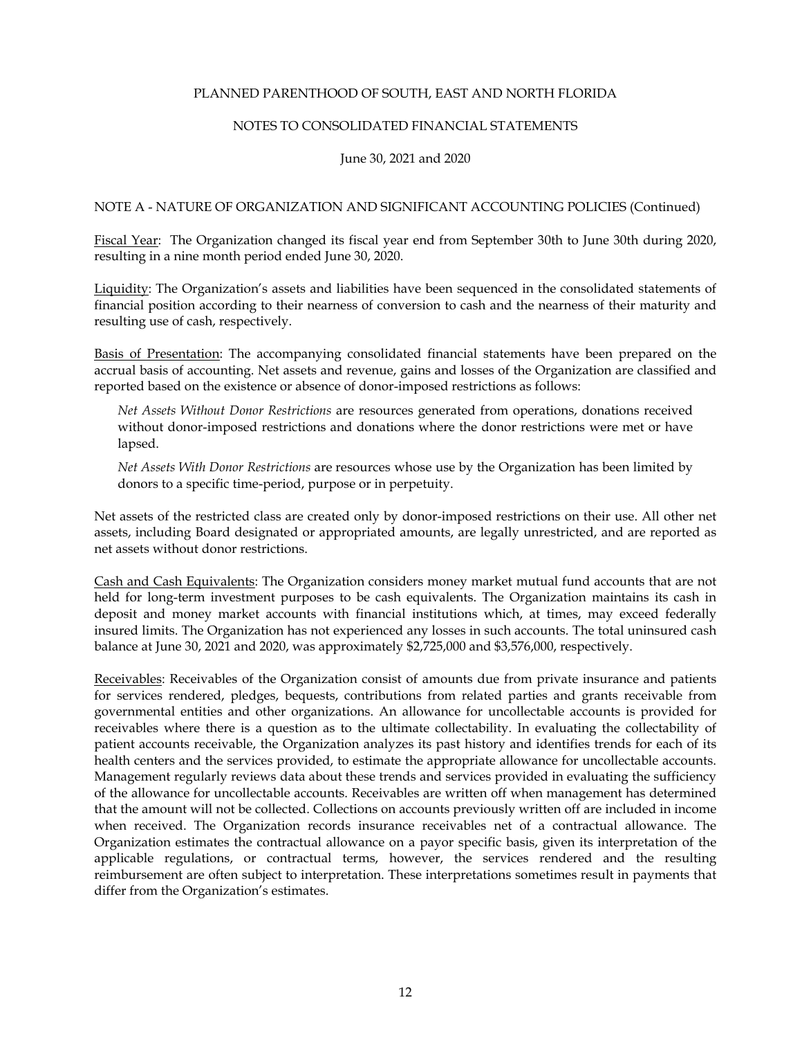## NOTE A - NATURE OF ORGANIZATION AND SIGNIFICANT ACCOUNTING POLICIES (Continued)

<u>Fiscal Year</u>: The Organization changed its fiscal year end from September 30th to June 30th during 2020, resulting in a nine month period ended June 30, 2020.

<u>Liquidity</u>: The Organization's assets and liabilities have been sequenced in the consolidated statements of financial position according to their nearness of conversion to cash and the nearness of their maturity and resulting use of cash, respectively.

<u>Basis of Presentation</u>: The accompanying consolidated financial statements have been prepared on the accrual basis of accounting. Net assets and revenue, gains and losses of the Organization are classified and reported based on the existence or absence of donor-imposed restrictions as follows:

*Net Assets Without Donor Restrictions* are resources generated from operations, donations received without donor-imposed restrictions and donations where the donor restrictions were met or have lapsed.

*Net Assets With Donor Restrictions* are resources whose use by the Organization has been limited by donors to a specific time-period, purpose or in perpetuity.

Net assets of the restricted class are created only by donor-imposed restrictions on their use. All other net assets, including Board designated or appropriated amounts, are legally unrestricted, and are reported as net assets without donor restrictions.

<u>Cash and Cash Equivalents</u>: The Organization considers money market mutual fund accounts that are not held for long-term investment purposes to be cash equivalents. The Organization maintains its cash in deposit and money market accounts with financial institutions which, at times, may exceed federally insured limits. The Organization has not experienced any losses in such accounts. The total uninsured cash balance at June 30, 2021 and 2020, was approximately $2,725,000 and $3,576,000, respectively.

<u>Receivables</u>: Receivables of the Organization consist of amounts due from private insurance and patients for services rendered, pledges, bequests, contributions from related parties and grants receivable from governmental entities and other organizations. An allowance for uncollectable accounts is provided for receivables where there is a question as to the ultimate collectability. In evaluating the collectability of patient accounts receivable, the Organization analyzes its past history and identifies trends for each of its health centers and the services provided, to estimate the appropriate allowance for uncollectable accounts. Management regularly reviews data about these trends and services provided in evaluating the sufficiency of the allowance for uncollectable accounts. Receivables are written off when management has determined that the amount will not be collected. Collections on accounts previously written off are included in income when received. The Organization records insurance receivables net of a contractual allowance. The Organization estimates the contractual allowance on a payor specific basis, given its interpretation of the applicable regulations, or contractual terms, however, the services rendered and the resulting reimbursement are often subject to interpretation. These interpretations sometimes result in payments that differ from the Organization's estimates.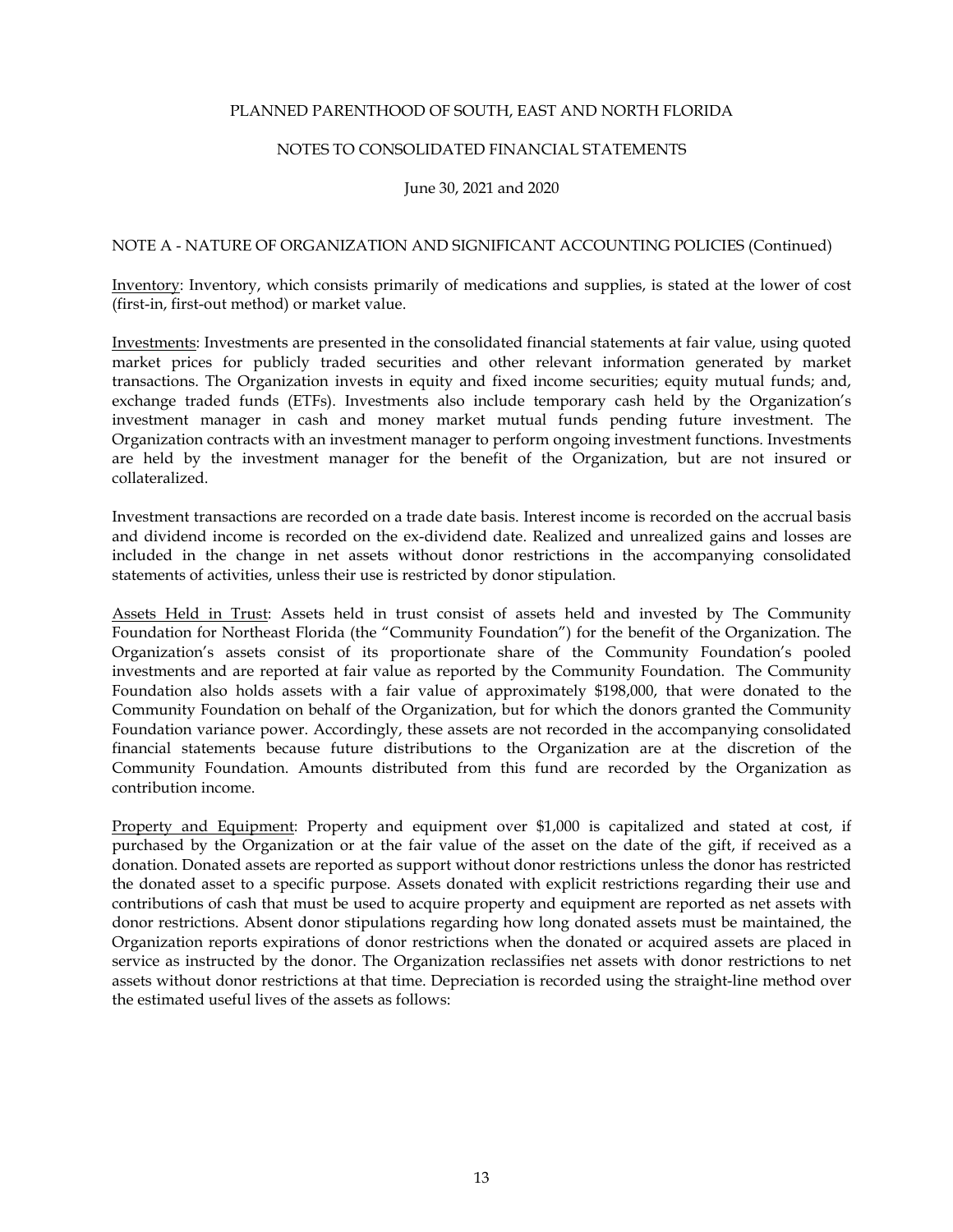PLANNED PARENTHOOD OF SOUTH, EAST AND NORTH FLORIDA

NOTES TO CONSOLIDATED FINANCIAL STATEMENTS

June 30, 2021 and 2020

NOTE A - NATURE OF ORGANIZATION AND SIGNIFICANT ACCOUNTING POLICIES (Continued)

Inventory: Inventory, which consists primarily of medications and supplies, is stated at the lower of cost (first-in, first-out method) or market value.

Investments: Investments are presented in the consolidated financial statements at fair value, using quoted market prices for publicly traded securities and other relevant information generated by market transactions. The Organization invests in equity and fixed income securities; equity mutual funds; and, exchange traded funds (ETFs). Investments also include temporary cash held by the Organization's investment manager in cash and money market mutual funds pending future investment. The Organization contracts with an investment manager to perform ongoing investment functions. Investments are held by the investment manager for the benefit of the Organization, but are not insured or collateralized.

Investment transactions are recorded on a trade date basis. Interest income is recorded on the accrual basis and dividend income is recorded on the ex-dividend date. Realized and unrealized gains and losses are included in the change in net assets without donor restrictions in the accompanying consolidated statements of activities, unless their use is restricted by donor stipulation.

Assets Held in Trust: Assets held in trust consist of assets held and invested by The Community Foundation for Northeast Florida (the "Community Foundation") for the benefit of the Organization. The Organization's assets consist of its proportionate share of the Community Foundation's pooled investments and are reported at fair value as reported by the Community Foundation. The Community Foundation also holds assets with a fair value of approximately $198,000, that were donated to the Community Foundation on behalf of the Organization, but for which the donors granted the Community Foundation variance power. Accordingly, these assets are not recorded in the accompanying consolidated financial statements because future distributions to the Organization are at the discretion of the Community Foundation. Amounts distributed from this fund are recorded by the Organization as contribution income.

Property and Equipment: Property and equipment over $1,000 is capitalized and stated at cost, if purchased by the Organization or at the fair value of the asset on the date of the gift, if received as a donation. Donated assets are reported as support without donor restrictions unless the donor has restricted the donated asset to a specific purpose. Assets donated with explicit restrictions regarding their use and contributions of cash that must be used to acquire property and equipment are reported as net assets with donor restrictions. Absent donor stipulations regarding how long donated assets must be maintained, the Organization reports expirations of donor restrictions when the donated or acquired assets are placed in service as instructed by the donor. The Organization reclassifies net assets with donor restrictions to net assets without donor restrictions at that time. Depreciation is recorded using the straight-line method over the estimated useful lives of the assets as follows: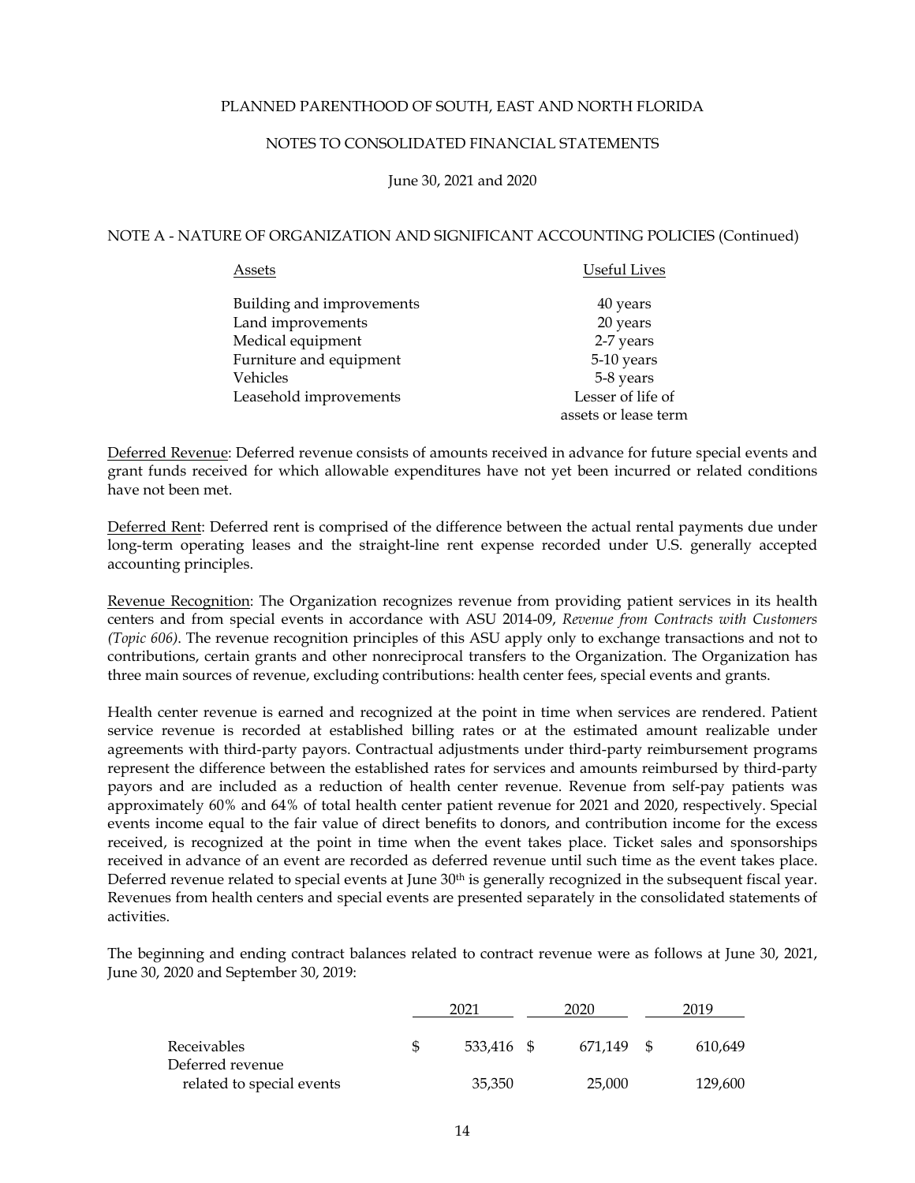NOTE A - NATURE OF ORGANIZATION AND SIGNIFICANT ACCOUNTING POLICIES (Continued)

| Assets | Useful Lives |
|---|---|
| Building and improvements | 40 years |
| Land improvements | 20 years |
| Medical equipment | 2-7 years |
| Furniture and equipment | 5-10 years |
| Vehicles | 5-8 years |
| Leasehold improvements | Lesser of life of assets or lease term |

Deferred Revenue: Deferred revenue consists of amounts received in advance for future special events and grant funds received for which allowable expenditures have not yet been incurred or related conditions have not been met.

Deferred Rent: Deferred rent is comprised of the difference between the actual rental payments due under long-term operating leases and the straight-line rent expense recorded under U.S. generally accepted accounting principles.

Revenue Recognition: The Organization recognizes revenue from providing patient services in its health centers and from special events in accordance with ASU 2014-09, *Revenue from Contracts with Customers (Topic 606)*. The revenue recognition principles of this ASU apply only to exchange transactions and not to contributions, certain grants and other nonreciprocal transfers to the Organization. The Organization has three main sources of revenue, excluding contributions: health center fees, special events and grants.

Health center revenue is earned and recognized at the point in time when services are rendered. Patient service revenue is recorded at established billing rates or at the estimated amount realizable under agreements with third-party payors. Contractual adjustments under third-party reimbursement programs represent the difference between the established rates for services and amounts reimbursed by third-party payors and are included as a reduction of health center revenue. Revenue from self-pay patients was approximately 60% and 64% of total health center patient revenue for 2021 and 2020, respectively. Special events income equal to the fair value of direct benefits to donors, and contribution income for the excess received, is recognized at the point in time when the event takes place. Ticket sales and sponsorships received in advance of an event are recorded as deferred revenue until such time as the event takes place. Deferred revenue related to special events at June 30th is generally recognized in the subsequent fiscal year. Revenues from health centers and special events are presented separately in the consolidated statements of activities.

The beginning and ending contract balances related to contract revenue were as follows at June 30, 2021, June 30, 2020 and September 30, 2019:

| | 2021 | 2020 | 2019 |
|---|---|---|---|
| Receivables | $ 533,416 | $ 671,149 | $ 610,649 |
| Deferred revenue related to special events | 35,350 | 25,000 | 129,600 |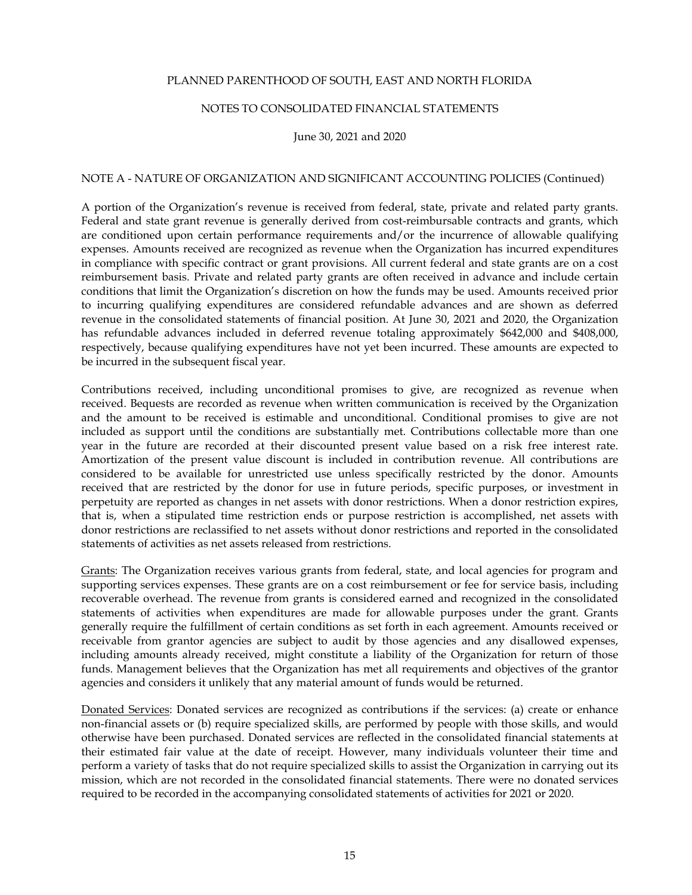NOTE A - NATURE OF ORGANIZATION AND SIGNIFICANT ACCOUNTING POLICIES (Continued)

A portion of the Organization's revenue is received from federal, state, private and related party grants. Federal and state grant revenue is generally derived from cost-reimbursable contracts and grants, which are conditioned upon certain performance requirements and/or the incurrence of allowable qualifying expenses. Amounts received are recognized as revenue when the Organization has incurred expenditures in compliance with specific contract or grant provisions. All current federal and state grants are on a cost reimbursement basis. Private and related party grants are often received in advance and include certain conditions that limit the Organization's discretion on how the funds may be used. Amounts received prior to incurring qualifying expenditures are considered refundable advances and are shown as deferred revenue in the consolidated statements of financial position. At June 30, 2021 and 2020, the Organization has refundable advances included in deferred revenue totaling approximately $642,000 and $408,000, respectively, because qualifying expenditures have not yet been incurred. These amounts are expected to be incurred in the subsequent fiscal year.

Contributions received, including unconditional promises to give, are recognized as revenue when received. Bequests are recorded as revenue when written communication is received by the Organization and the amount to be received is estimable and unconditional. Conditional promises to give are not included as support until the conditions are substantially met. Contributions collectable more than one year in the future are recorded at their discounted present value based on a risk free interest rate. Amortization of the present value discount is included in contribution revenue. All contributions are considered to be available for unrestricted use unless specifically restricted by the donor. Amounts received that are restricted by the donor for use in future periods, specific purposes, or investment in perpetuity are reported as changes in net assets with donor restrictions. When a donor restriction expires, that is, when a stipulated time restriction ends or purpose restriction is accomplished, net assets with donor restrictions are reclassified to net assets without donor restrictions and reported in the consolidated statements of activities as net assets released from restrictions.

Grants: The Organization receives various grants from federal, state, and local agencies for program and supporting services expenses. These grants are on a cost reimbursement or fee for service basis, including recoverable overhead. The revenue from grants is considered earned and recognized in the consolidated statements of activities when expenditures are made for allowable purposes under the grant. Grants generally require the fulfillment of certain conditions as set forth in each agreement. Amounts received or receivable from grantor agencies are subject to audit by those agencies and any disallowed expenses, including amounts already received, might constitute a liability of the Organization for return of those funds. Management believes that the Organization has met all requirements and objectives of the grantor agencies and considers it unlikely that any material amount of funds would be returned.

Donated Services: Donated services are recognized as contributions if the services: (a) create or enhance non-financial assets or (b) require specialized skills, are performed by people with those skills, and would otherwise have been purchased. Donated services are reflected in the consolidated financial statements at their estimated fair value at the date of receipt. However, many individuals volunteer their time and perform a variety of tasks that do not require specialized skills to assist the Organization in carrying out its mission, which are not recorded in the consolidated financial statements. There were no donated services required to be recorded in the accompanying consolidated statements of activities for 2021 or 2020.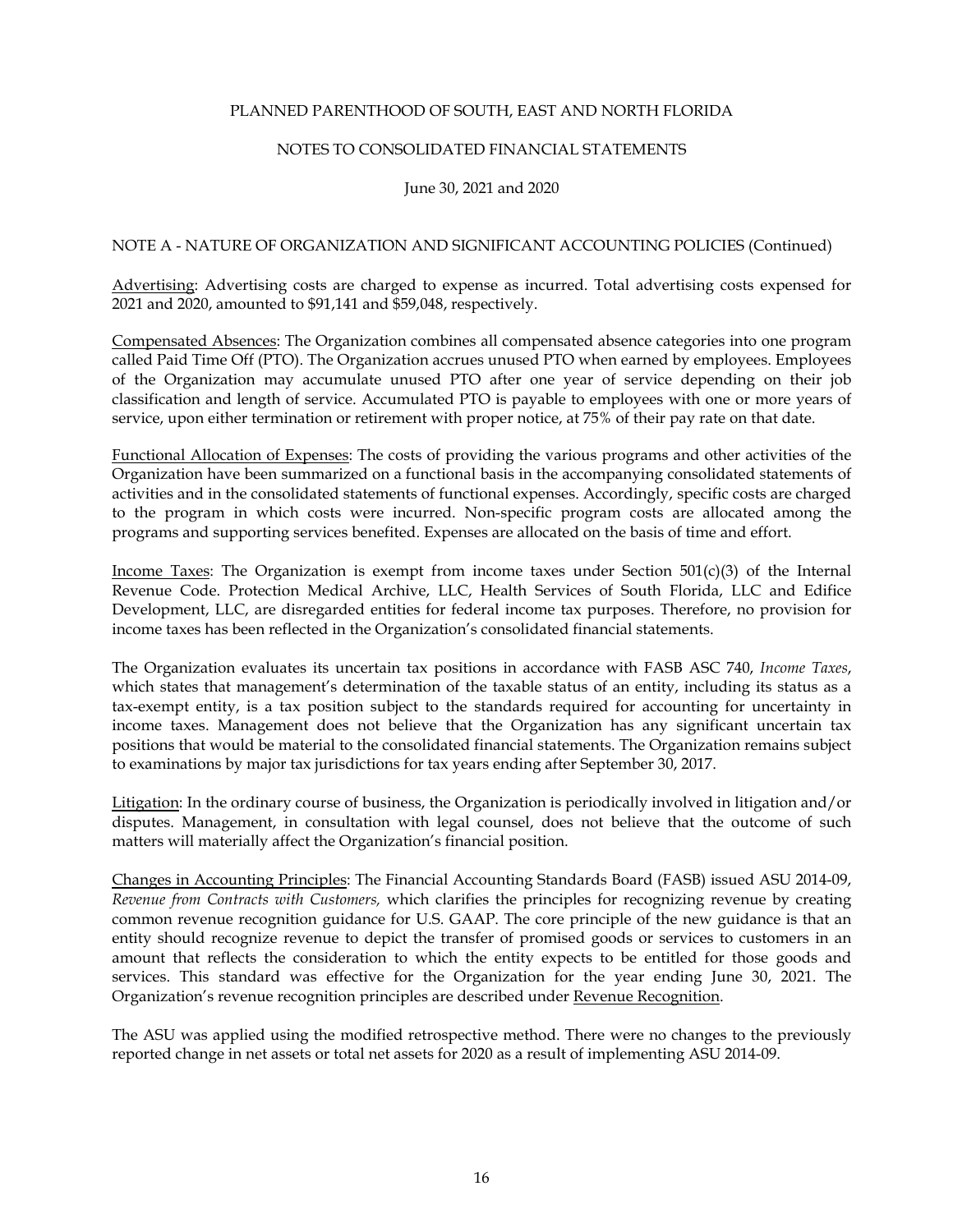NOTE A - NATURE OF ORGANIZATION AND SIGNIFICANT ACCOUNTING POLICIES (Continued)

Advertising: Advertising costs are charged to expense as incurred. Total advertising costs expensed for 2021 and 2020, amounted to $91,141 and $59,048, respectively.

Compensated Absences: The Organization combines all compensated absence categories into one program called Paid Time Off (PTO). The Organization accrues unused PTO when earned by employees. Employees of the Organization may accumulate unused PTO after one year of service depending on their job classification and length of service. Accumulated PTO is payable to employees with one or more years of service, upon either termination or retirement with proper notice, at 75% of their pay rate on that date.

Functional Allocation of Expenses: The costs of providing the various programs and other activities of the Organization have been summarized on a functional basis in the accompanying consolidated statements of activities and in the consolidated statements of functional expenses. Accordingly, specific costs are charged to the program in which costs were incurred. Non-specific program costs are allocated among the programs and supporting services benefited. Expenses are allocated on the basis of time and effort.

Income Taxes: The Organization is exempt from income taxes under Section 501(c)(3) of the Internal Revenue Code. Protection Medical Archive, LLC, Health Services of South Florida, LLC and Edifice Development, LLC, are disregarded entities for federal income tax purposes. Therefore, no provision for income taxes has been reflected in the Organization's consolidated financial statements.

The Organization evaluates its uncertain tax positions in accordance with FASB ASC 740, *Income Taxes*, which states that management's determination of the taxable status of an entity, including its status as a tax-exempt entity, is a tax position subject to the standards required for accounting for uncertainty in income taxes. Management does not believe that the Organization has any significant uncertain tax positions that would be material to the consolidated financial statements. The Organization remains subject to examinations by major tax jurisdictions for tax years ending after September 30, 2017.

Litigation: In the ordinary course of business, the Organization is periodically involved in litigation and/or disputes. Management, in consultation with legal counsel, does not believe that the outcome of such matters will materially affect the Organization's financial position.

Changes in Accounting Principles: The Financial Accounting Standards Board (FASB) issued ASU 2014-09, *Revenue from Contracts with Customers,* which clarifies the principles for recognizing revenue by creating common revenue recognition guidance for U.S. GAAP. The core principle of the new guidance is that an entity should recognize revenue to depict the transfer of promised goods or services to customers in an amount that reflects the consideration to which the entity expects to be entitled for those goods and services. This standard was effective for the Organization for the year ending June 30, 2021. The Organization's revenue recognition principles are described under Revenue Recognition.

The ASU was applied using the modified retrospective method. There were no changes to the previously reported change in net assets or total net assets for 2020 as a result of implementing ASU 2014-09.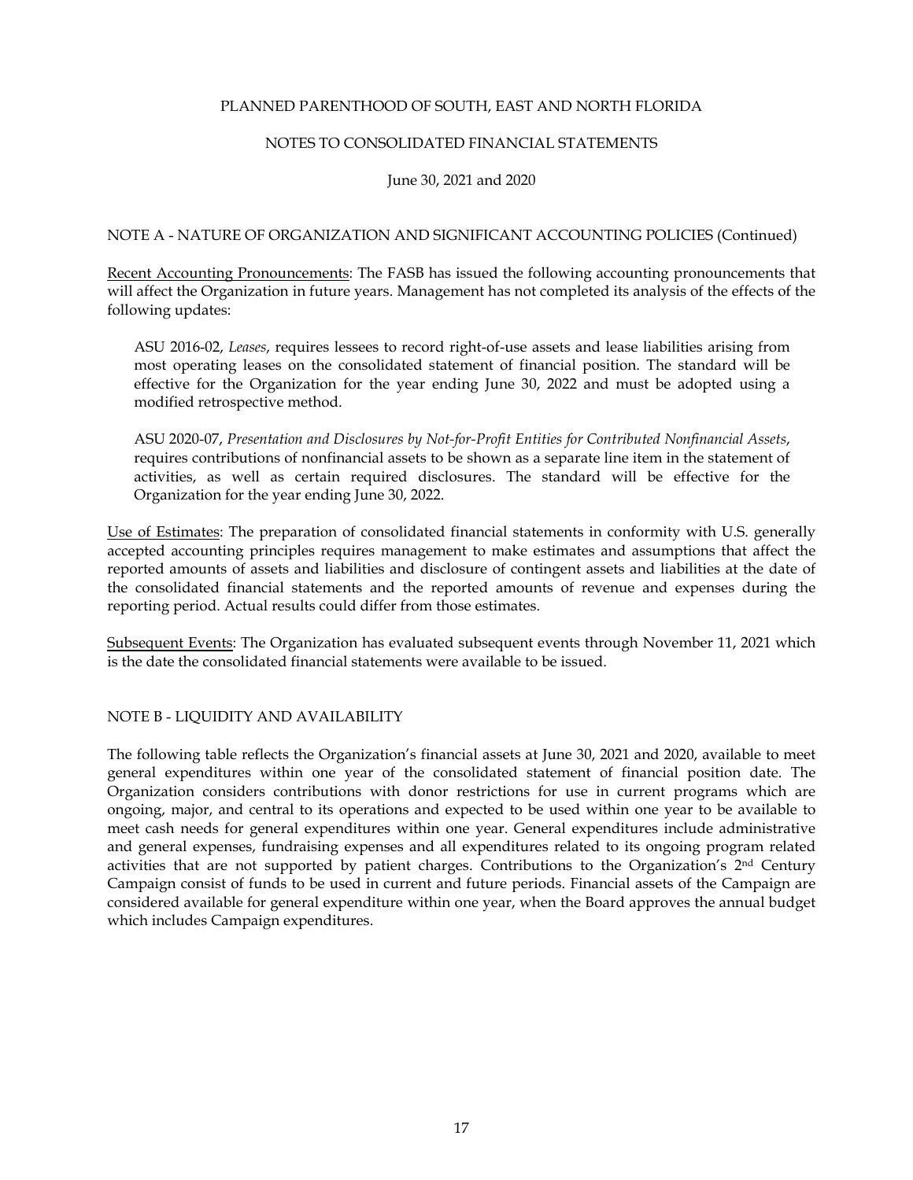PLANNED PARENTHOOD OF SOUTH, EAST AND NORTH FLORIDA

NOTES TO CONSOLIDATED FINANCIAL STATEMENTS

June 30, 2021 and 2020

NOTE A - NATURE OF ORGANIZATION AND SIGNIFICANT ACCOUNTING POLICIES (Continued)

Recent Accounting Pronouncements: The FASB has issued the following accounting pronouncements that will affect the Organization in future years. Management has not completed its analysis of the effects of the following updates:

> ASU 2016-02, *Leases*, requires lessees to record right-of-use assets and lease liabilities arising from most operating leases on the consolidated statement of financial position. The standard will be effective for the Organization for the year ending June 30, 2022 and must be adopted using a modified retrospective method.
>
> ASU 2020-07, *Presentation and Disclosures by Not-for-Profit Entities for Contributed Nonfinancial Assets*, requires contributions of nonfinancial assets to be shown as a separate line item in the statement of activities, as well as certain required disclosures. The standard will be effective for the Organization for the year ending June 30, 2022.

Use of Estimates: The preparation of consolidated financial statements in conformity with U.S. generally accepted accounting principles requires management to make estimates and assumptions that affect the reported amounts of assets and liabilities and disclosure of contingent assets and liabilities at the date of the consolidated financial statements and the reported amounts of revenue and expenses during the reporting period. Actual results could differ from those estimates.

Subsequent Events: The Organization has evaluated subsequent events through November 11, 2021 which is the date the consolidated financial statements were available to be issued.

NOTE B - LIQUIDITY AND AVAILABILITY

The following table reflects the Organization's financial assets at June 30, 2021 and 2020, available to meet general expenditures within one year of the consolidated statement of financial position date. The Organization considers contributions with donor restrictions for use in current programs which are ongoing, major, and central to its operations and expected to be used within one year to be available to meet cash needs for general expenditures within one year. General expenditures include administrative and general expenses, fundraising expenses and all expenditures related to its ongoing program related activities that are not supported by patient charges. Contributions to the Organization's 2nd Century Campaign consist of funds to be used in current and future periods. Financial assets of the Campaign are considered available for general expenditure within one year, when the Board approves the annual budget which includes Campaign expenditures.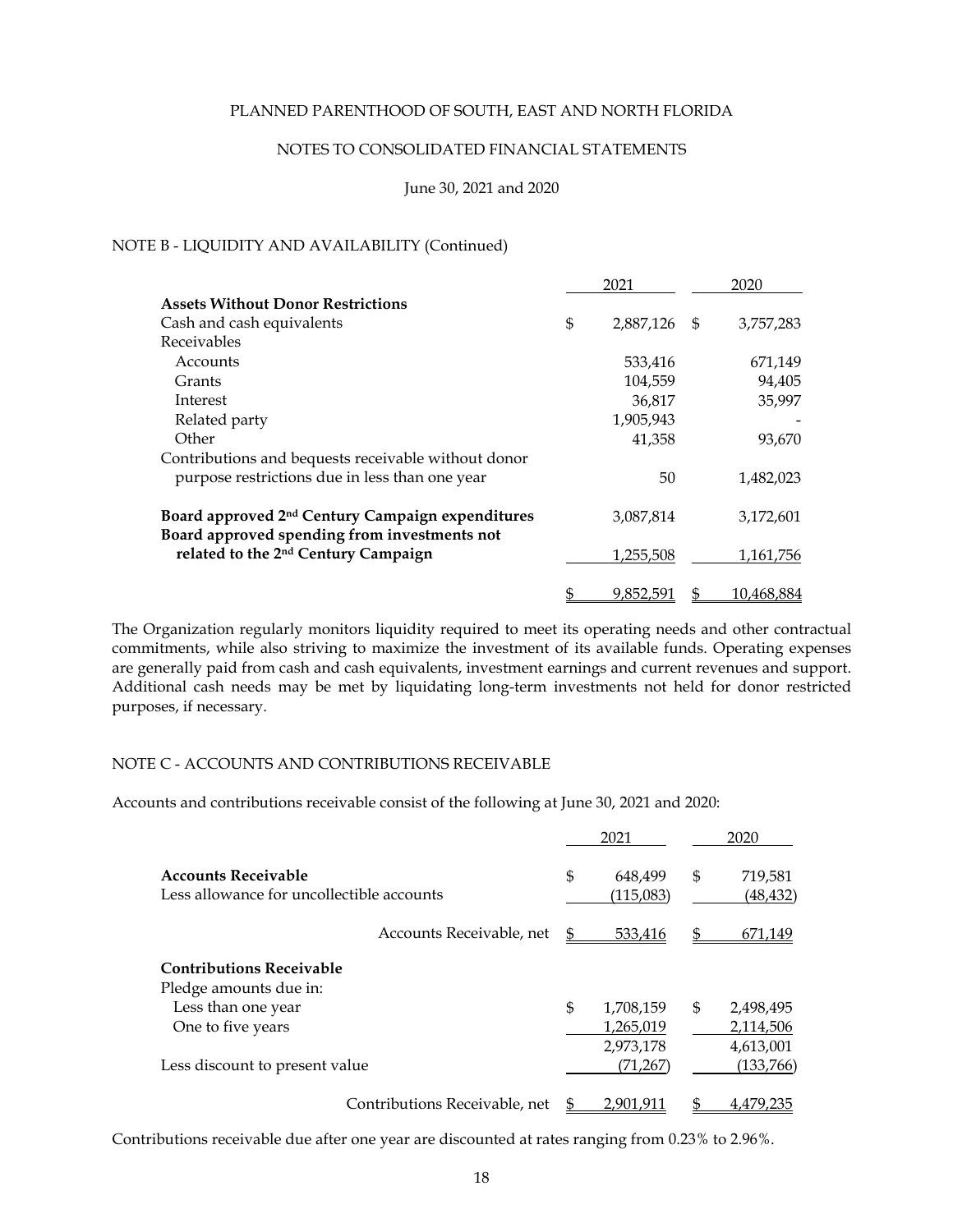## NOTE B - LIQUIDITY AND AVAILABILITY (Continued)

| | 2021 | 2020 |
|---|---|---|
| **Assets Without Donor Restrictions** | | |
| Cash and cash equivalents | $ 2,887,126 | $ 3,757,283 |
| Receivables | | |
| Accounts | 533,416 | 671,149 |
| Grants | 104,559 | 94,405 |
| Interest | 36,817 | 35,997 |
| Related party | 1,905,943 | - |
| Other | 41,358 | 93,670 |
| Contributions and bequests receivable without donor purpose restrictions due in less than one year | 50 | 1,482,023 |
| **Board approved 2nd Century Campaign expenditures** | 3,087,814 | 3,172,601 |
| **Board approved spending from investments not related to the 2nd Century Campaign** | 1,255,508 | 1,161,756 |
| | $ 9,852,591 | $ 10,468,884 |

The Organization regularly monitors liquidity required to meet its operating needs and other contractual commitments, while also striving to maximize the investment of its available funds. Operating expenses are generally paid from cash and cash equivalents, investment earnings and current revenues and support. Additional cash needs may be met by liquidating long-term investments not held for donor restricted purposes, if necessary.

## NOTE C - ACCOUNTS AND CONTRIBUTIONS RECEIVABLE

Accounts and contributions receivable consist of the following at June 30, 2021 and 2020:

| | 2021 | 2020 |
|---|---|---|
| **Accounts Receivable** | $ 648,499 | $ 719,581 |
| Less allowance for uncollectible accounts | (115,083) | (48,432) |
| Accounts Receivable, net | $ 533,416 | $ 671,149 |
| **Contributions Receivable** | | |
| Pledge amounts due in: | | |
| Less than one year | $ 1,708,159 | $ 2,498,495 |
| One to five years | 1,265,019 | 2,114,506 |
| | 2,973,178 | 4,613,001 |
| Less discount to present value | (71,267) | (133,766) |
| Contributions Receivable, net | $ 2,901,911 | $ 4,479,235 |

Contributions receivable due after one year are discounted at rates ranging from 0.23% to 2.96%.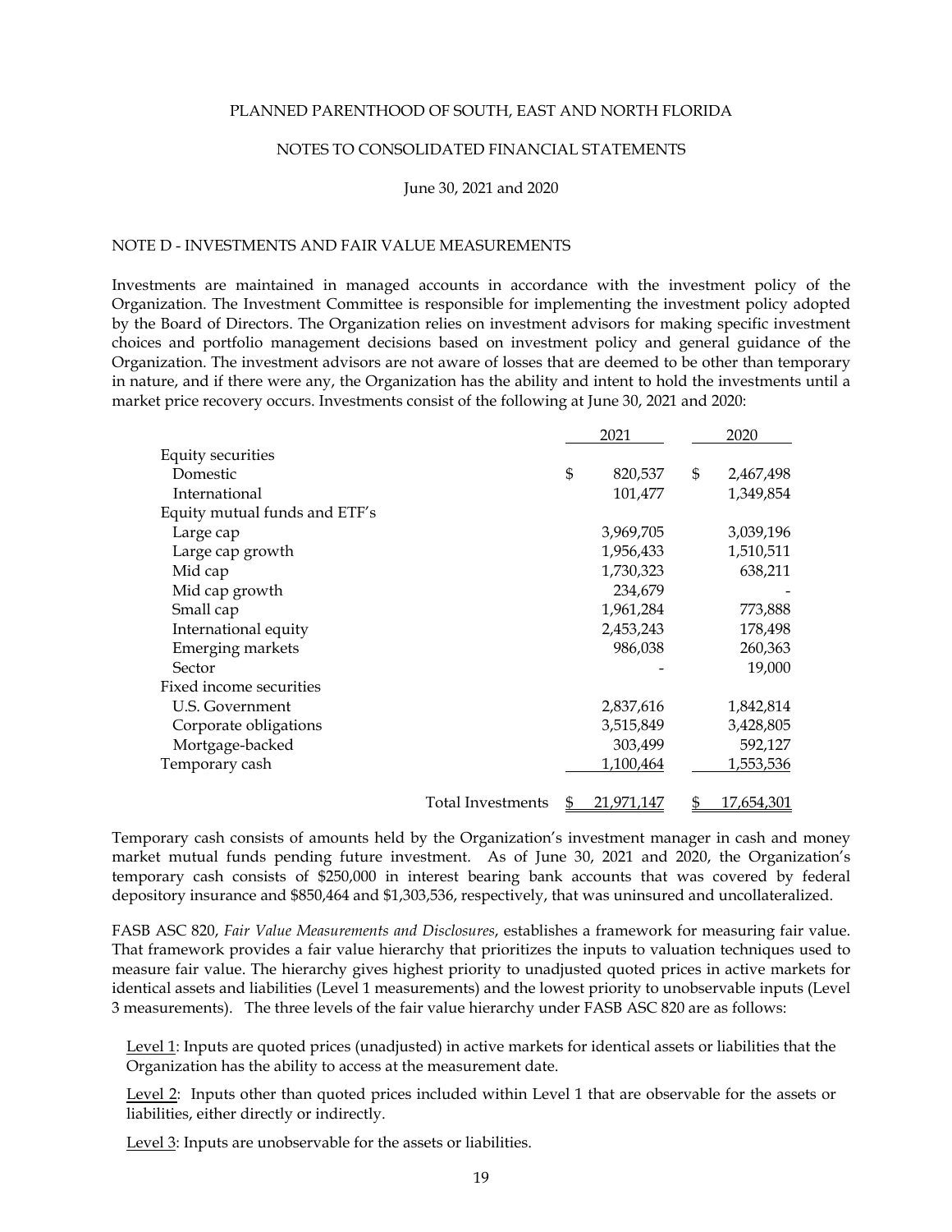## NOTE D - INVESTMENTS AND FAIR VALUE MEASUREMENTS

Investments are maintained in managed accounts in accordance with the investment policy of the Organization. The Investment Committee is responsible for implementing the investment policy adopted by the Board of Directors. The Organization relies on investment advisors for making specific investment choices and portfolio management decisions based on investment policy and general guidance of the Organization. The investment advisors are not aware of losses that are deemed to be other than temporary in nature, and if there were any, the Organization has the ability and intent to hold the investments until a market price recovery occurs. Investments consist of the following at June 30, 2021 and 2020:

| | 2021 | 2020 |
|---|---|---|
| Equity securities | | |
| Domestic | $ 820,537 | $ 2,467,498 |
| International | 101,477 | 1,349,854 |
| Equity mutual funds and ETF's | | |
| Large cap | 3,969,705 | 3,039,196 |
| Large cap growth | 1,956,433 | 1,510,511 |
| Mid cap | 1,730,323 | 638,211 |
| Mid cap growth | 234,679 | - |
| Small cap | 1,961,284 | 773,888 |
| International equity | 2,453,243 | 178,498 |
| Emerging markets | 986,038 | 260,363 |
| Sector | - | 19,000 |
| Fixed income securities | | |
| U.S. Government | 2,837,616 | 1,842,814 |
| Corporate obligations | 3,515,849 | 3,428,805 |
| Mortgage-backed | 303,499 | 592,127 |
| Temporary cash | 1,100,464 | 1,553,536 |
| Total Investments | $ 21,971,147 | $ 17,654,301 |

Temporary cash consists of amounts held by the Organization's investment manager in cash and money market mutual funds pending future investment. As of June 30, 2021 and 2020, the Organization's temporary cash consists of $250,000 in interest bearing bank accounts that was covered by federal depository insurance and $850,464 and $1,303,536, respectively, that was uninsured and uncollateralized.

FASB ASC 820, *Fair Value Measurements and Disclosures*, establishes a framework for measuring fair value. That framework provides a fair value hierarchy that prioritizes the inputs to valuation techniques used to measure fair value. The hierarchy gives highest priority to unadjusted quoted prices in active markets for identical assets and liabilities (Level 1 measurements) and the lowest priority to unobservable inputs (Level 3 measurements). The three levels of the fair value hierarchy under FASB ASC 820 are as follows:

Level 1: Inputs are quoted prices (unadjusted) in active markets for identical assets or liabilities that the Organization has the ability to access at the measurement date.

Level 2: Inputs other than quoted prices included within Level 1 that are observable for the assets or liabilities, either directly or indirectly.

Level 3: Inputs are unobservable for the assets or liabilities.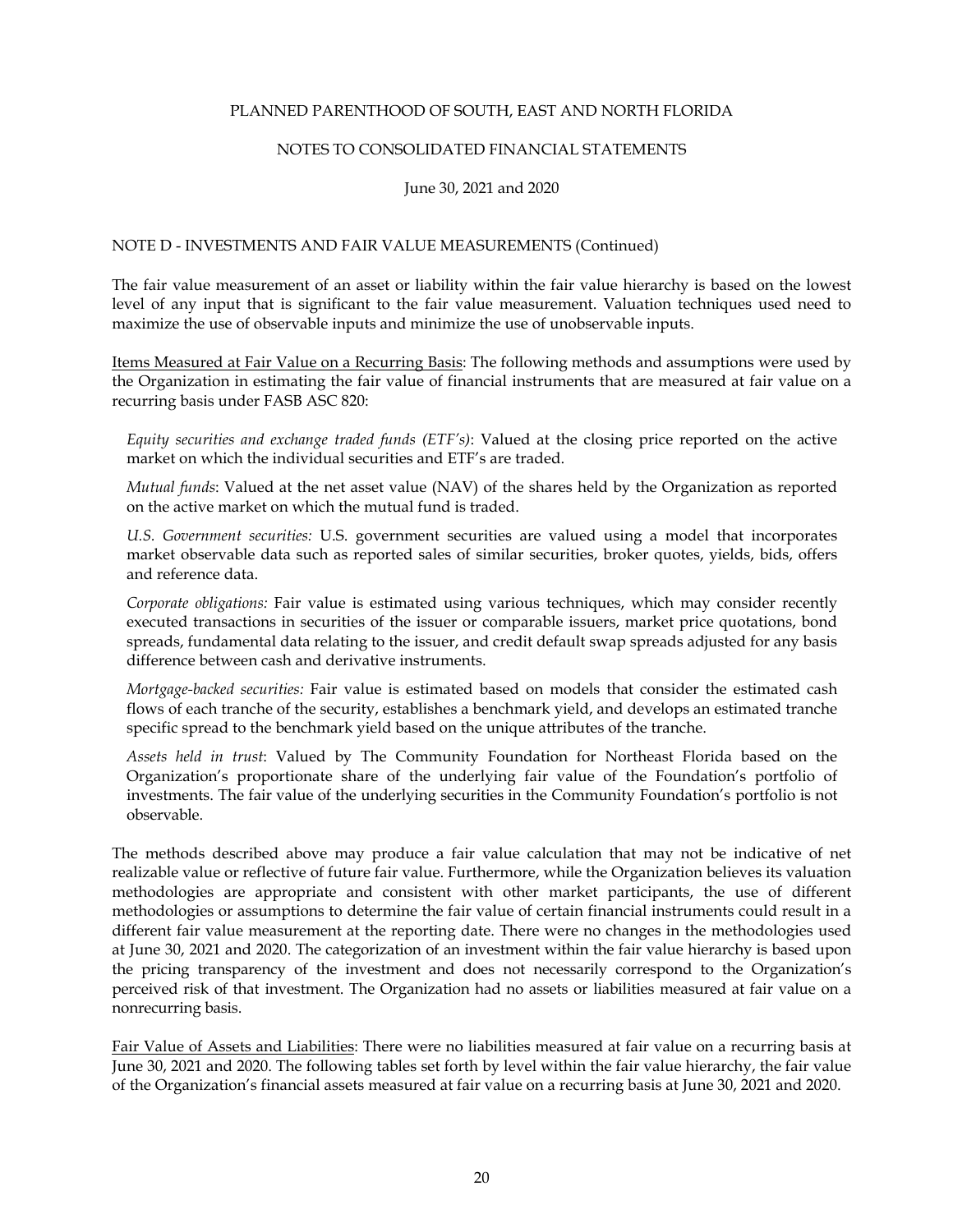NOTE D - INVESTMENTS AND FAIR VALUE MEASUREMENTS (Continued)

The fair value measurement of an asset or liability within the fair value hierarchy is based on the lowest level of any input that is significant to the fair value measurement. Valuation techniques used need to maximize the use of observable inputs and minimize the use of unobservable inputs.

Items Measured at Fair Value on a Recurring Basis: The following methods and assumptions were used by the Organization in estimating the fair value of financial instruments that are measured at fair value on a recurring basis under FASB ASC 820:

*Equity securities and exchange traded funds (ETF's)*: Valued at the closing price reported on the active market on which the individual securities and ETF's are traded.

*Mutual funds*: Valued at the net asset value (NAV) of the shares held by the Organization as reported on the active market on which the mutual fund is traded.

*U.S. Government securities:* U.S. government securities are valued using a model that incorporates market observable data such as reported sales of similar securities, broker quotes, yields, bids, offers and reference data.

*Corporate obligations:* Fair value is estimated using various techniques, which may consider recently executed transactions in securities of the issuer or comparable issuers, market price quotations, bond spreads, fundamental data relating to the issuer, and credit default swap spreads adjusted for any basis difference between cash and derivative instruments.

*Mortgage-backed securities:* Fair value is estimated based on models that consider the estimated cash flows of each tranche of the security, establishes a benchmark yield, and develops an estimated tranche specific spread to the benchmark yield based on the unique attributes of the tranche.

*Assets held in trust*: Valued by The Community Foundation for Northeast Florida based on the Organization's proportionate share of the underlying fair value of the Foundation's portfolio of investments. The fair value of the underlying securities in the Community Foundation's portfolio is not observable.

The methods described above may produce a fair value calculation that may not be indicative of net realizable value or reflective of future fair value. Furthermore, while the Organization believes its valuation methodologies are appropriate and consistent with other market participants, the use of different methodologies or assumptions to determine the fair value of certain financial instruments could result in a different fair value measurement at the reporting date. There were no changes in the methodologies used at June 30, 2021 and 2020. The categorization of an investment within the fair value hierarchy is based upon the pricing transparency of the investment and does not necessarily correspond to the Organization's perceived risk of that investment. The Organization had no assets or liabilities measured at fair value on a nonrecurring basis.

Fair Value of Assets and Liabilities: There were no liabilities measured at fair value on a recurring basis at June 30, 2021 and 2020. The following tables set forth by level within the fair value hierarchy, the fair value of the Organization's financial assets measured at fair value on a recurring basis at June 30, 2021 and 2020.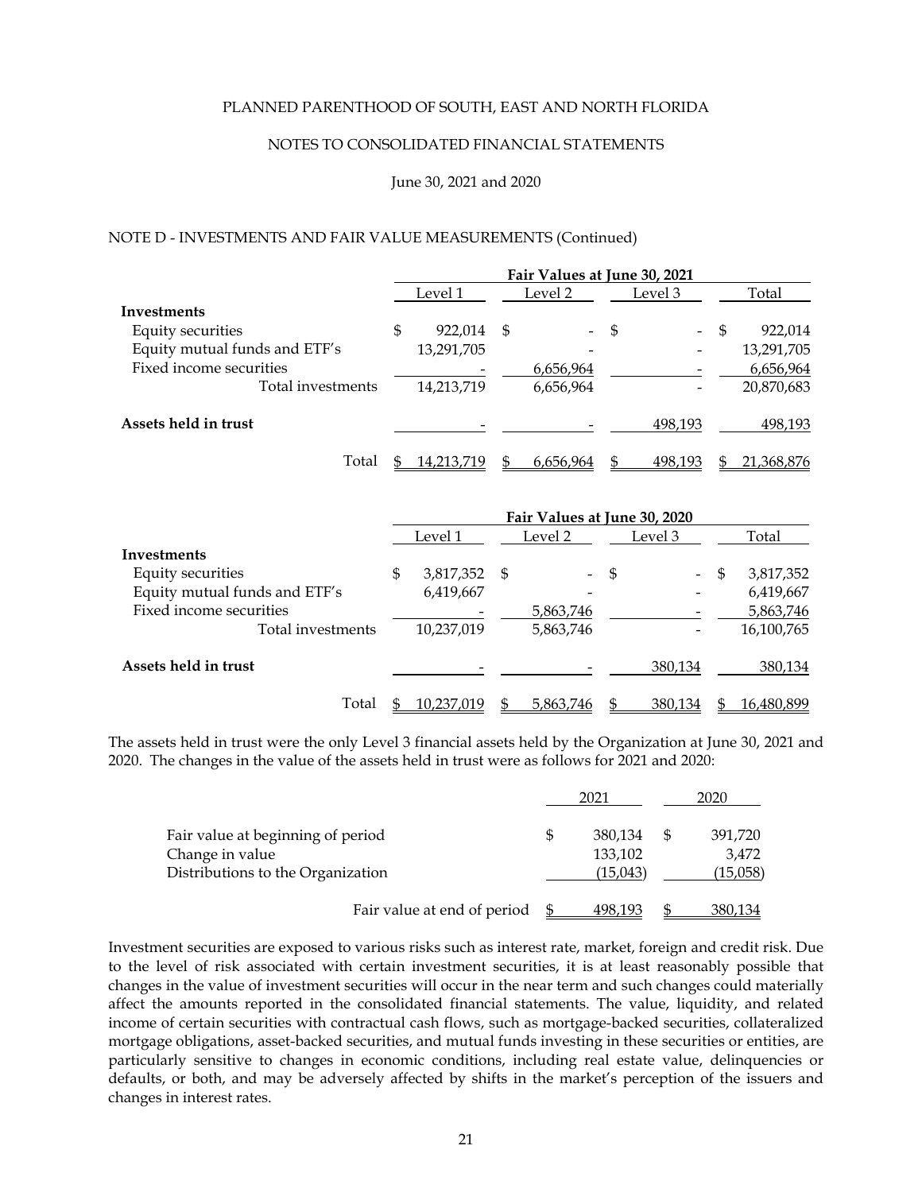PLANNED PARENTHOOD OF SOUTH, EAST AND NORTH FLORIDA

NOTES TO CONSOLIDATED FINANCIAL STATEMENTS

June 30, 2021 and 2020

NOTE D - INVESTMENTS AND FAIR VALUE MEASUREMENTS (Continued)

| | Fair Values at June 30, 2021 | | | |
|---|---|---|---|---|
| | Level 1 | Level 2 | Level 3 | Total |
| **Investments** | | | | |
| Equity securities | $ 922,014 | $ - | $ - | $ 922,014 |
| Equity mutual funds and ETF's | 13,291,705 | - | - | 13,291,705 |
| Fixed income securities | - | 6,656,964 | - | 6,656,964 |
| Total investments | 14,213,719 | 6,656,964 | - | 20,870,683 |
| **Assets held in trust** | - | - | 498,193 | 498,193 |
| Total | $ 14,213,719 | $ 6,656,964 | $ 498,193 | $ 21,368,876 |

| | Fair Values at June 30, 2020 | | | |
|---|---|---|---|---|
| | Level 1 | Level 2 | Level 3 | Total |
| **Investments** | | | | |
| Equity securities | $ 3,817,352 | $ - | $ - | $ 3,817,352 |
| Equity mutual funds and ETF's | 6,419,667 | - | - | 6,419,667 |
| Fixed income securities | - | 5,863,746 | - | 5,863,746 |
| Total investments | 10,237,019 | 5,863,746 | - | 16,100,765 |
| **Assets held in trust** | - | - | 380,134 | 380,134 |
| Total | $ 10,237,019 | $ 5,863,746 | $ 380,134 | $ 16,480,899 |

The assets held in trust were the only Level 3 financial assets held by the Organization at June 30, 2021 and 2020. The changes in the value of the assets held in trust were as follows for 2021 and 2020:

| | 2021 | 2020 |
|---|---|---|
| Fair value at beginning of period | $ 380,134 | $ 391,720 |
| Change in value | 133,102 | 3,472 |
| Distributions to the Organization | (15,043) | (15,058) |
| Fair value at end of period | $ 498,193 | $ 380,134 |

Investment securities are exposed to various risks such as interest rate, market, foreign and credit risk. Due to the level of risk associated with certain investment securities, it is at least reasonably possible that changes in the value of investment securities will occur in the near term and such changes could materially affect the amounts reported in the consolidated financial statements. The value, liquidity, and related income of certain securities with contractual cash flows, such as mortgage-backed securities, collateralized mortgage obligations, asset-backed securities, and mutual funds investing in these securities or entities, are particularly sensitive to changes in economic conditions, including real estate value, delinquencies or defaults, or both, and may be adversely affected by shifts in the market's perception of the issuers and changes in interest rates.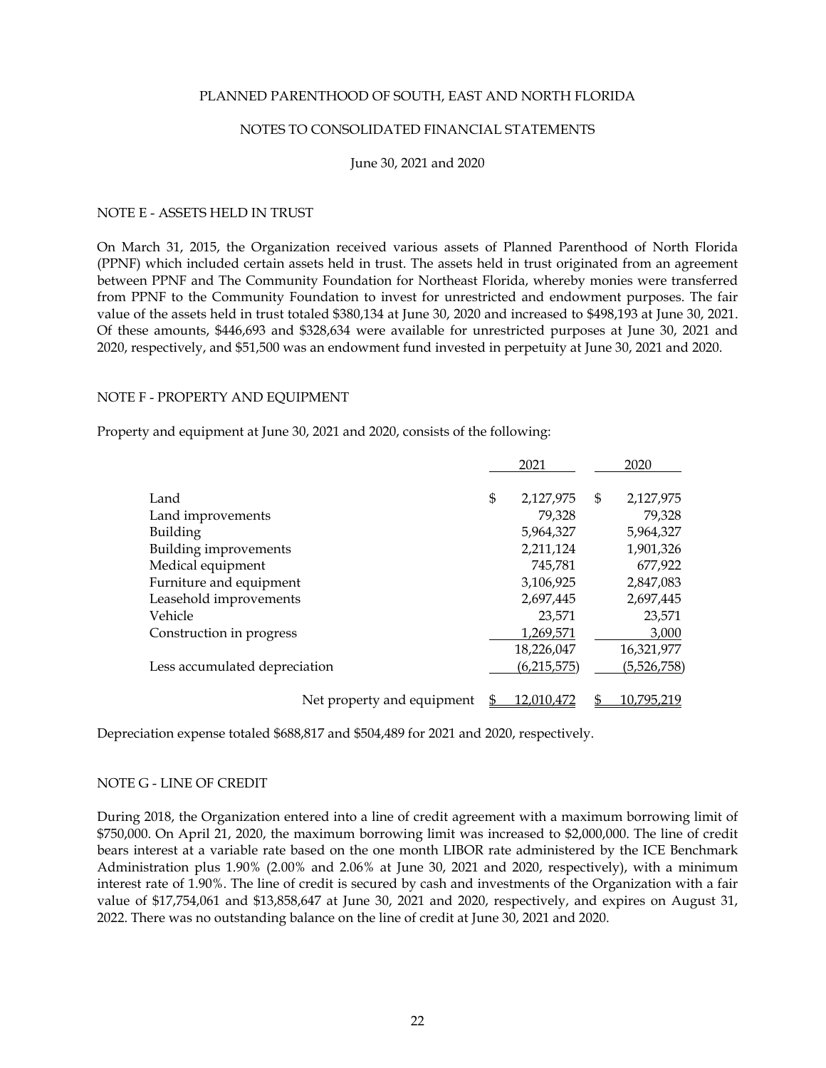PLANNED PARENTHOOD OF SOUTH, EAST AND NORTH FLORIDA

NOTES TO CONSOLIDATED FINANCIAL STATEMENTS

June 30, 2021 and 2020

## NOTE E - ASSETS HELD IN TRUST

On March 31, 2015, the Organization received various assets of Planned Parenthood of North Florida (PPNF) which included certain assets held in trust. The assets held in trust originated from an agreement between PPNF and The Community Foundation for Northeast Florida, whereby monies were transferred from PPNF to the Community Foundation to invest for unrestricted and endowment purposes. The fair value of the assets held in trust totaled $380,134 at June 30, 2020 and increased to $498,193 at June 30, 2021. Of these amounts, $446,693 and $328,634 were available for unrestricted purposes at June 30, 2021 and 2020, respectively, and $51,500 was an endowment fund invested in perpetuity at June 30, 2021 and 2020.

## NOTE F - PROPERTY AND EQUIPMENT

Property and equipment at June 30, 2021 and 2020, consists of the following:

| | 2021 | 2020 |
|---|---|---|
| Land | $ 2,127,975 | $ 2,127,975 |
| Land improvements | 79,328 | 79,328 |
| Building | 5,964,327 | 5,964,327 |
| Building improvements | 2,211,124 | 1,901,326 |
| Medical equipment | 745,781 | 677,922 |
| Furniture and equipment | 3,106,925 | 2,847,083 |
| Leasehold improvements | 2,697,445 | 2,697,445 |
| Vehicle | 23,571 | 23,571 |
| Construction in progress | 1,269,571 | 3,000 |
| | 18,226,047 | 16,321,977 |
| Less accumulated depreciation | (6,215,575) | (5,526,758) |
| Net property and equipment | $ 12,010,472 | $ 10,795,219 |

Depreciation expense totaled $688,817 and $504,489 for 2021 and 2020, respectively.

## NOTE G - LINE OF CREDIT

During 2018, the Organization entered into a line of credit agreement with a maximum borrowing limit of $750,000. On April 21, 2020, the maximum borrowing limit was increased to $2,000,000. The line of credit bears interest at a variable rate based on the one month LIBOR rate administered by the ICE Benchmark Administration plus 1.90% (2.00% and 2.06% at June 30, 2021 and 2020, respectively), with a minimum interest rate of 1.90%. The line of credit is secured by cash and investments of the Organization with a fair value of $17,754,061 and $13,858,647 at June 30, 2021 and 2020, respectively, and expires on August 31, 2022. There was no outstanding balance on the line of credit at June 30, 2021 and 2020.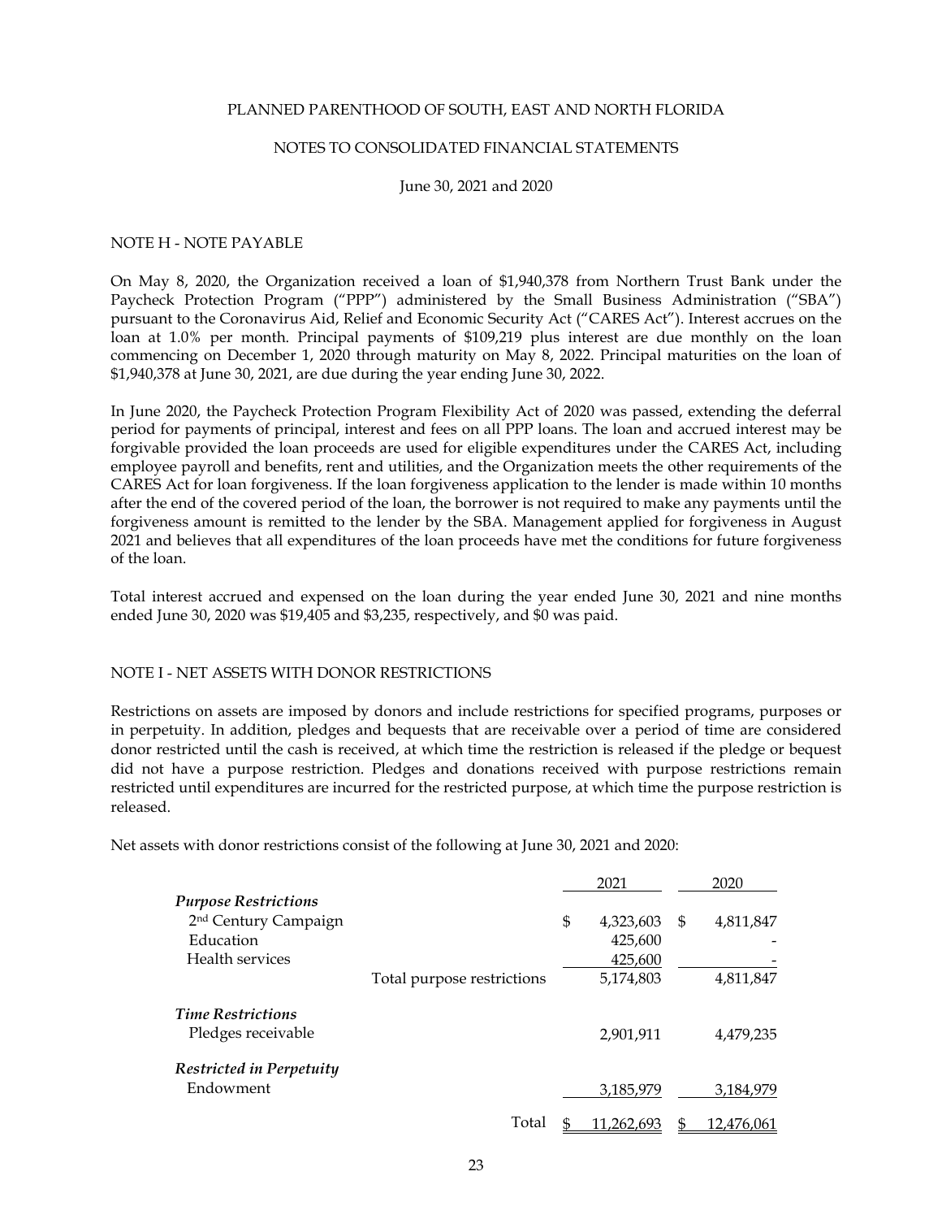PLANNED PARENTHOOD OF SOUTH, EAST AND NORTH FLORIDA

NOTES TO CONSOLIDATED FINANCIAL STATEMENTS

June 30, 2021 and 2020

## NOTE H - NOTE PAYABLE

On May 8, 2020, the Organization received a loan of $1,940,378 from Northern Trust Bank under the Paycheck Protection Program ("PPP") administered by the Small Business Administration ("SBA") pursuant to the Coronavirus Aid, Relief and Economic Security Act ("CARES Act"). Interest accrues on the loan at 1.0% per month. Principal payments of $109,219 plus interest are due monthly on the loan commencing on December 1, 2020 through maturity on May 8, 2022. Principal maturities on the loan of $1,940,378 at June 30, 2021, are due during the year ending June 30, 2022.

In June 2020, the Paycheck Protection Program Flexibility Act of 2020 was passed, extending the deferral period for payments of principal, interest and fees on all PPP loans. The loan and accrued interest may be forgivable provided the loan proceeds are used for eligible expenditures under the CARES Act, including employee payroll and benefits, rent and utilities, and the Organization meets the other requirements of the CARES Act for loan forgiveness. If the loan forgiveness application to the lender is made within 10 months after the end of the covered period of the loan, the borrower is not required to make any payments until the forgiveness amount is remitted to the lender by the SBA. Management applied for forgiveness in August 2021 and believes that all expenditures of the loan proceeds have met the conditions for future forgiveness of the loan.

Total interest accrued and expensed on the loan during the year ended June 30, 2021 and nine months ended June 30, 2020 was $19,405 and $3,235, respectively, and $0 was paid.

## NOTE I - NET ASSETS WITH DONOR RESTRICTIONS

Restrictions on assets are imposed by donors and include restrictions for specified programs, purposes or in perpetuity. In addition, pledges and bequests that are receivable over a period of time are considered donor restricted until the cash is received, at which time the restriction is released if the pledge or bequest did not have a purpose restriction. Pledges and donations received with purpose restrictions remain restricted until expenditures are incurred for the restricted purpose, at which time the purpose restriction is released.

Net assets with donor restrictions consist of the following at June 30, 2021 and 2020:

| | | 2021 | 2020 |
|---|---|---|---|
| ***Purpose Restrictions*** | | | |
| 2nd Century Campaign | | $ 4,323,603 | $ 4,811,847 |
| Education | | 425,600 | - |
| Health services | | 425,600 | - |
| | Total purpose restrictions | 5,174,803 | 4,811,847 |
| ***Time Restrictions*** | | | |
| Pledges receivable | | 2,901,911 | 4,479,235 |
| ***Restricted in Perpetuity*** | | | |
| Endowment | | 3,185,979 | 3,184,979 |
| | Total | $ 11,262,693 | $ 12,476,061 |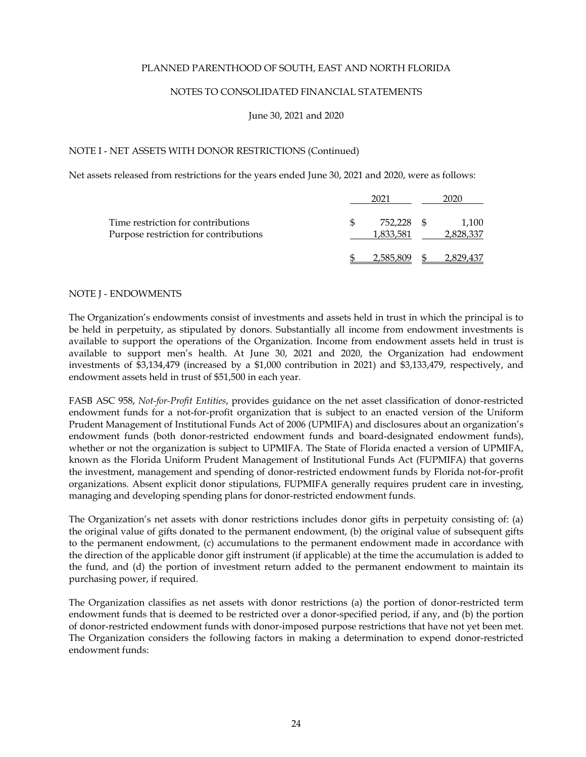## NOTE I - NET ASSETS WITH DONOR RESTRICTIONS (Continued)

Net assets released from restrictions for the years ended June 30, 2021 and 2020, were as follows:

| | 2021 | 2020 |
|---|---|---|
| Time restriction for contributions | $ 752,228 | $ 1,100 |
| Purpose restriction for contributions | 1,833,581 | 2,828,337 |
| | $ 2,585,809 | $ 2,829,437 |

## NOTE J - ENDOWMENTS

The Organization's endowments consist of investments and assets held in trust in which the principal is to be held in perpetuity, as stipulated by donors. Substantially all income from endowment investments is available to support the operations of the Organization. Income from endowment assets held in trust is available to support men's health. At June 30, 2021 and 2020, the Organization had endowment investments of $3,134,479 (increased by a $1,000 contribution in 2021) and $3,133,479, respectively, and endowment assets held in trust of $51,500 in each year.

FASB ASC 958, *Not-for-Profit Entities*, provides guidance on the net asset classification of donor-restricted endowment funds for a not-for-profit organization that is subject to an enacted version of the Uniform Prudent Management of Institutional Funds Act of 2006 (UPMIFA) and disclosures about an organization's endowment funds (both donor-restricted endowment funds and board-designated endowment funds), whether or not the organization is subject to UPMIFA. The State of Florida enacted a version of UPMIFA, known as the Florida Uniform Prudent Management of Institutional Funds Act (FUPMIFA) that governs the investment, management and spending of donor-restricted endowment funds by Florida not-for-profit organizations. Absent explicit donor stipulations, FUPMIFA generally requires prudent care in investing, managing and developing spending plans for donor-restricted endowment funds.

The Organization's net assets with donor restrictions includes donor gifts in perpetuity consisting of: (a) the original value of gifts donated to the permanent endowment, (b) the original value of subsequent gifts to the permanent endowment, (c) accumulations to the permanent endowment made in accordance with the direction of the applicable donor gift instrument (if applicable) at the time the accumulation is added to the fund, and (d) the portion of investment return added to the permanent endowment to maintain its purchasing power, if required.

The Organization classifies as net assets with donor restrictions (a) the portion of donor-restricted term endowment funds that is deemed to be restricted over a donor-specified period, if any, and (b) the portion of donor-restricted endowment funds with donor-imposed purpose restrictions that have not yet been met. The Organization considers the following factors in making a determination to expend donor-restricted endowment funds: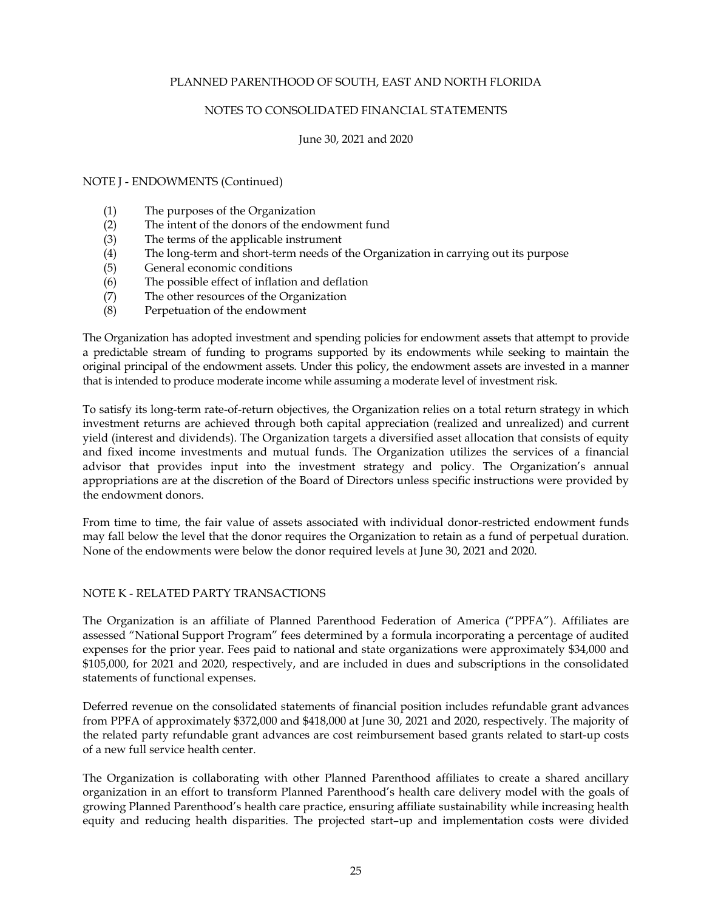## NOTE J - ENDOWMENTS (Continued)

(1) The purposes of the Organization
(2) The intent of the donors of the endowment fund
(3) The terms of the applicable instrument
(4) The long-term and short-term needs of the Organization in carrying out its purpose
(5) General economic conditions
(6) The possible effect of inflation and deflation
(7) The other resources of the Organization
(8) Perpetuation of the endowment

The Organization has adopted investment and spending policies for endowment assets that attempt to provide a predictable stream of funding to programs supported by its endowments while seeking to maintain the original principal of the endowment assets. Under this policy, the endowment assets are invested in a manner that is intended to produce moderate income while assuming a moderate level of investment risk.

To satisfy its long-term rate-of-return objectives, the Organization relies on a total return strategy in which investment returns are achieved through both capital appreciation (realized and unrealized) and current yield (interest and dividends). The Organization targets a diversified asset allocation that consists of equity and fixed income investments and mutual funds. The Organization utilizes the services of a financial advisor that provides input into the investment strategy and policy. The Organization's annual appropriations are at the discretion of the Board of Directors unless specific instructions were provided by the endowment donors.

From time to time, the fair value of assets associated with individual donor-restricted endowment funds may fall below the level that the donor requires the Organization to retain as a fund of perpetual duration. None of the endowments were below the donor required levels at June 30, 2021 and 2020.

## NOTE K - RELATED PARTY TRANSACTIONS

The Organization is an affiliate of Planned Parenthood Federation of America ("PPFA"). Affiliates are assessed "National Support Program" fees determined by a formula incorporating a percentage of audited expenses for the prior year. Fees paid to national and state organizations were approximately $34,000 and $105,000, for 2021 and 2020, respectively, and are included in dues and subscriptions in the consolidated statements of functional expenses.

Deferred revenue on the consolidated statements of financial position includes refundable grant advances from PPFA of approximately $372,000 and $418,000 at June 30, 2021 and 2020, respectively. The majority of the related party refundable grant advances are cost reimbursement based grants related to start-up costs of a new full service health center.

The Organization is collaborating with other Planned Parenthood affiliates to create a shared ancillary organization in an effort to transform Planned Parenthood's health care delivery model with the goals of growing Planned Parenthood's health care practice, ensuring affiliate sustainability while increasing health equity and reducing health disparities. The projected start–up and implementation costs were divided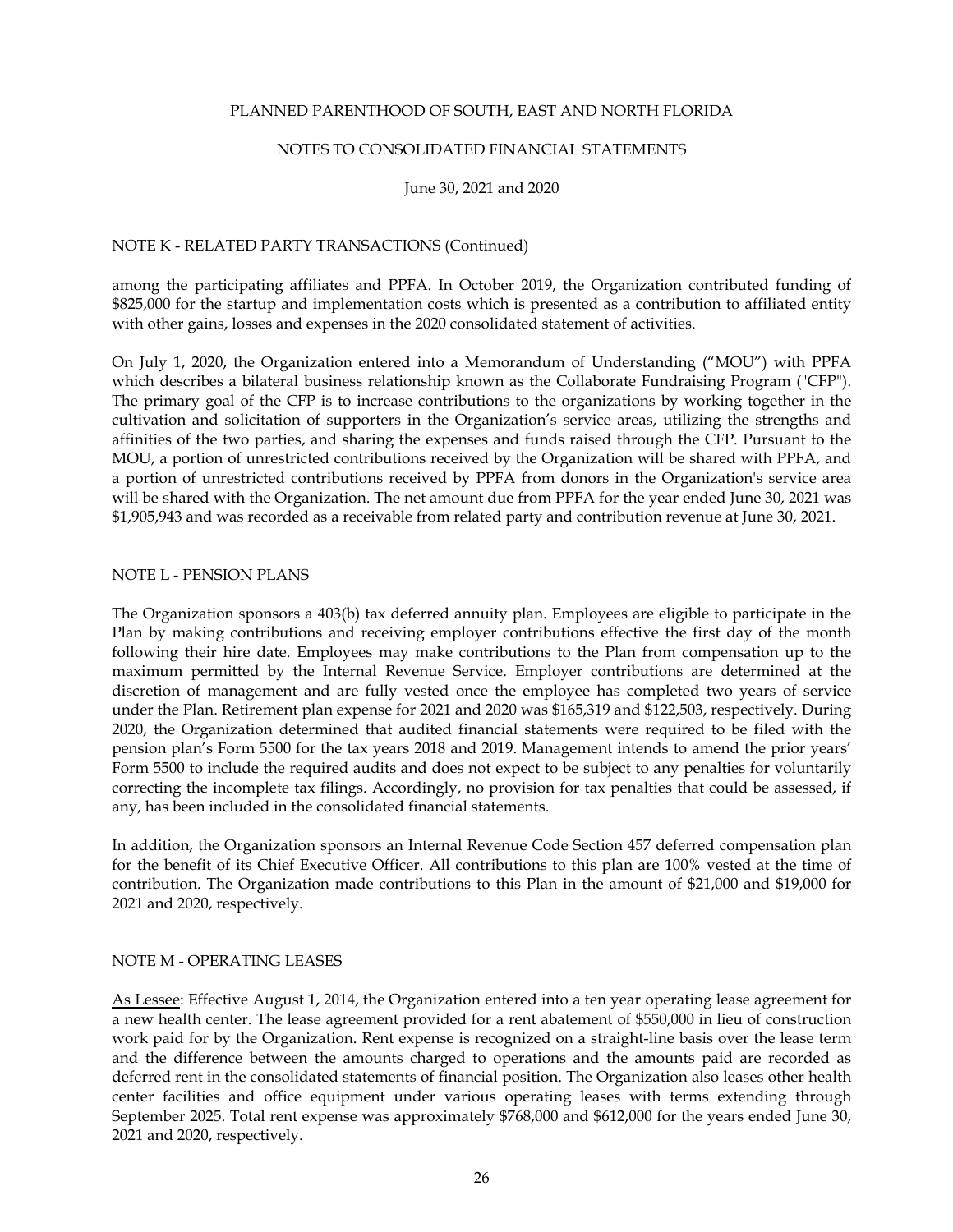NOTE K - RELATED PARTY TRANSACTIONS (Continued)

among the participating affiliates and PPFA. In October 2019, the Organization contributed funding of $825,000 for the startup and implementation costs which is presented as a contribution to affiliated entity with other gains, losses and expenses in the 2020 consolidated statement of activities.

On July 1, 2020, the Organization entered into a Memorandum of Understanding ("MOU") with PPFA which describes a bilateral business relationship known as the Collaborate Fundraising Program ("CFP"). The primary goal of the CFP is to increase contributions to the organizations by working together in the cultivation and solicitation of supporters in the Organization's service areas, utilizing the strengths and affinities of the two parties, and sharing the expenses and funds raised through the CFP. Pursuant to the MOU, a portion of unrestricted contributions received by the Organization will be shared with PPFA, and a portion of unrestricted contributions received by PPFA from donors in the Organization's service area will be shared with the Organization. The net amount due from PPFA for the year ended June 30, 2021 was $1,905,943 and was recorded as a receivable from related party and contribution revenue at June 30, 2021.

## NOTE L - PENSION PLANS

The Organization sponsors a 403(b) tax deferred annuity plan. Employees are eligible to participate in the Plan by making contributions and receiving employer contributions effective the first day of the month following their hire date. Employees may make contributions to the Plan from compensation up to the maximum permitted by the Internal Revenue Service. Employer contributions are determined at the discretion of management and are fully vested once the employee has completed two years of service under the Plan. Retirement plan expense for 2021 and 2020 was $165,319 and $122,503, respectively. During 2020, the Organization determined that audited financial statements were required to be filed with the pension plan's Form 5500 for the tax years 2018 and 2019. Management intends to amend the prior years' Form 5500 to include the required audits and does not expect to be subject to any penalties for voluntarily correcting the incomplete tax filings. Accordingly, no provision for tax penalties that could be assessed, if any, has been included in the consolidated financial statements.

In addition, the Organization sponsors an Internal Revenue Code Section 457 deferred compensation plan for the benefit of its Chief Executive Officer. All contributions to this plan are 100% vested at the time of contribution. The Organization made contributions to this Plan in the amount of $21,000 and $19,000 for 2021 and 2020, respectively.

## NOTE M - OPERATING LEASES

As Lessee: Effective August 1, 2014, the Organization entered into a ten year operating lease agreement for a new health center. The lease agreement provided for a rent abatement of $550,000 in lieu of construction work paid for by the Organization. Rent expense is recognized on a straight-line basis over the lease term and the difference between the amounts charged to operations and the amounts paid are recorded as deferred rent in the consolidated statements of financial position. The Organization also leases other health center facilities and office equipment under various operating leases with terms extending through September 2025. Total rent expense was approximately $768,000 and $612,000 for the years ended June 30, 2021 and 2020, respectively.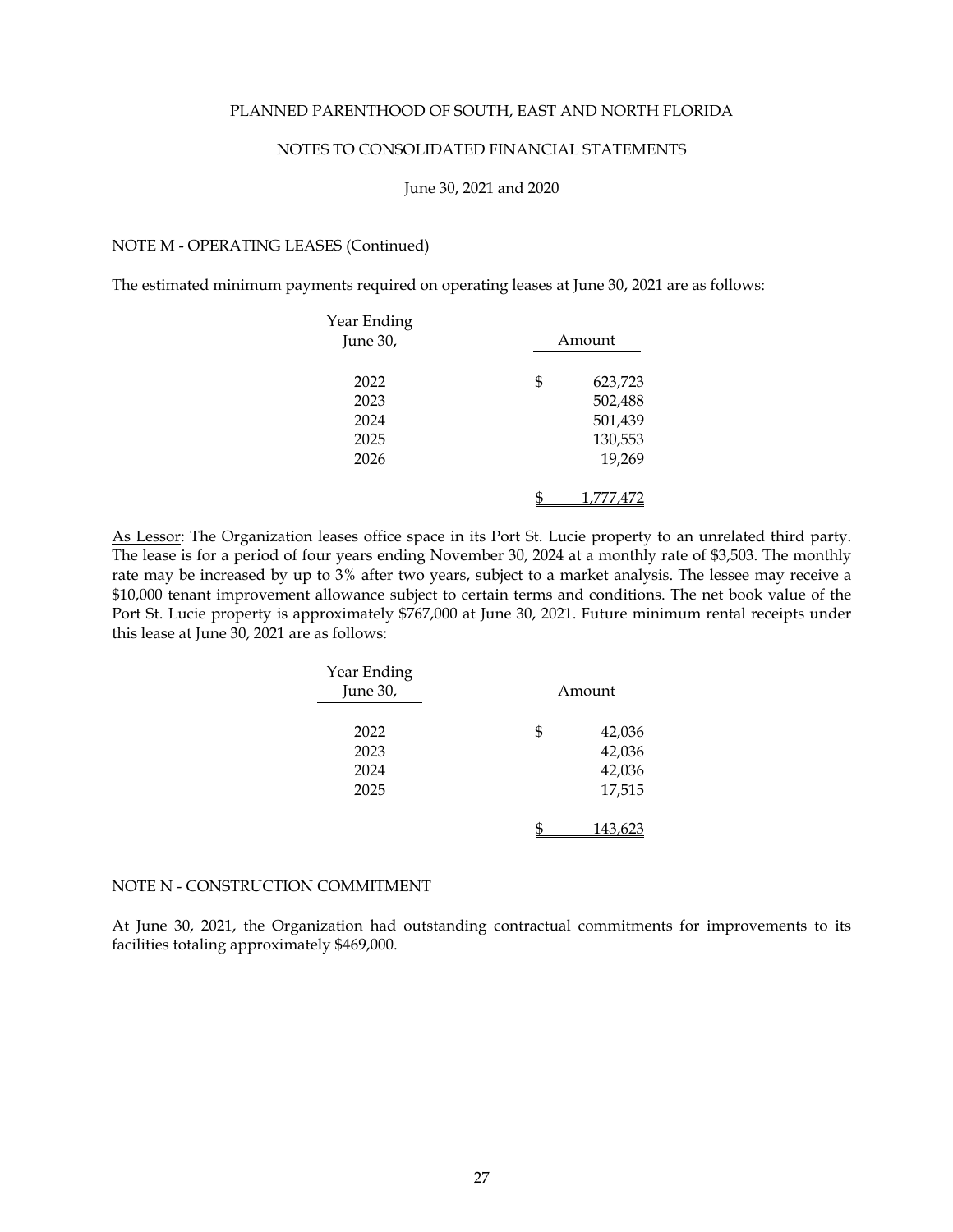PLANNED PARENTHOOD OF SOUTH, EAST AND NORTH FLORIDA

NOTES TO CONSOLIDATED FINANCIAL STATEMENTS

June 30, 2021 and 2020

NOTE M - OPERATING LEASES (Continued)

The estimated minimum payments required on operating leases at June 30, 2021 are as follows:

| Year Ending June 30, | Amount |
|---|---|
| 2022 | $ 623,723 |
| 2023 | 502,488 |
| 2024 | 501,439 |
| 2025 | 130,553 |
| 2026 | 19,269 |
| | $ 1,777,472 |

As Lessor: The Organization leases office space in its Port St. Lucie property to an unrelated third party. The lease is for a period of four years ending November 30, 2024 at a monthly rate of $3,503. The monthly rate may be increased by up to 3% after two years, subject to a market analysis. The lessee may receive a $10,000 tenant improvement allowance subject to certain terms and conditions. The net book value of the Port St. Lucie property is approximately $767,000 at June 30, 2021. Future minimum rental receipts under this lease at June 30, 2021 are as follows:

| Year Ending June 30, | Amount |
|---|---|
| 2022 | $ 42,036 |
| 2023 | 42,036 |
| 2024 | 42,036 |
| 2025 | 17,515 |
| | $ 143,623 |

NOTE N - CONSTRUCTION COMMITMENT

At June 30, 2021, the Organization had outstanding contractual commitments for improvements to its facilities totaling approximately $469,000.